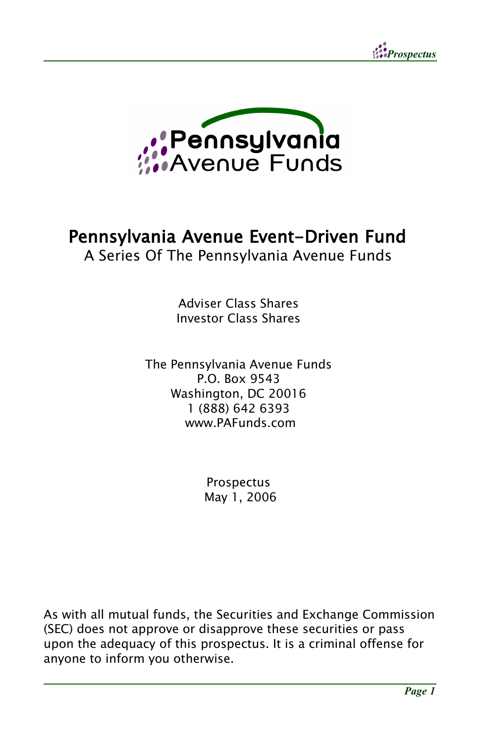# Pennsylvania Avenue Event-Driven Fund

A Series Of The Pennsylvania Avenue Funds

Adviser Class Shares
Investor Class Shares

The Pennsylvania Avenue Funds
P.O. Box 9543
Washington, DC 20016
1 (888) 642 6393
www.PAFunds.com

Prospectus
May 1, 2006

As with all mutual funds, the Securities and Exchange Commission (SEC) does not approve or disapprove these securities or pass upon the adequacy of this prospectus. It is a criminal offense for anyone to inform you otherwise.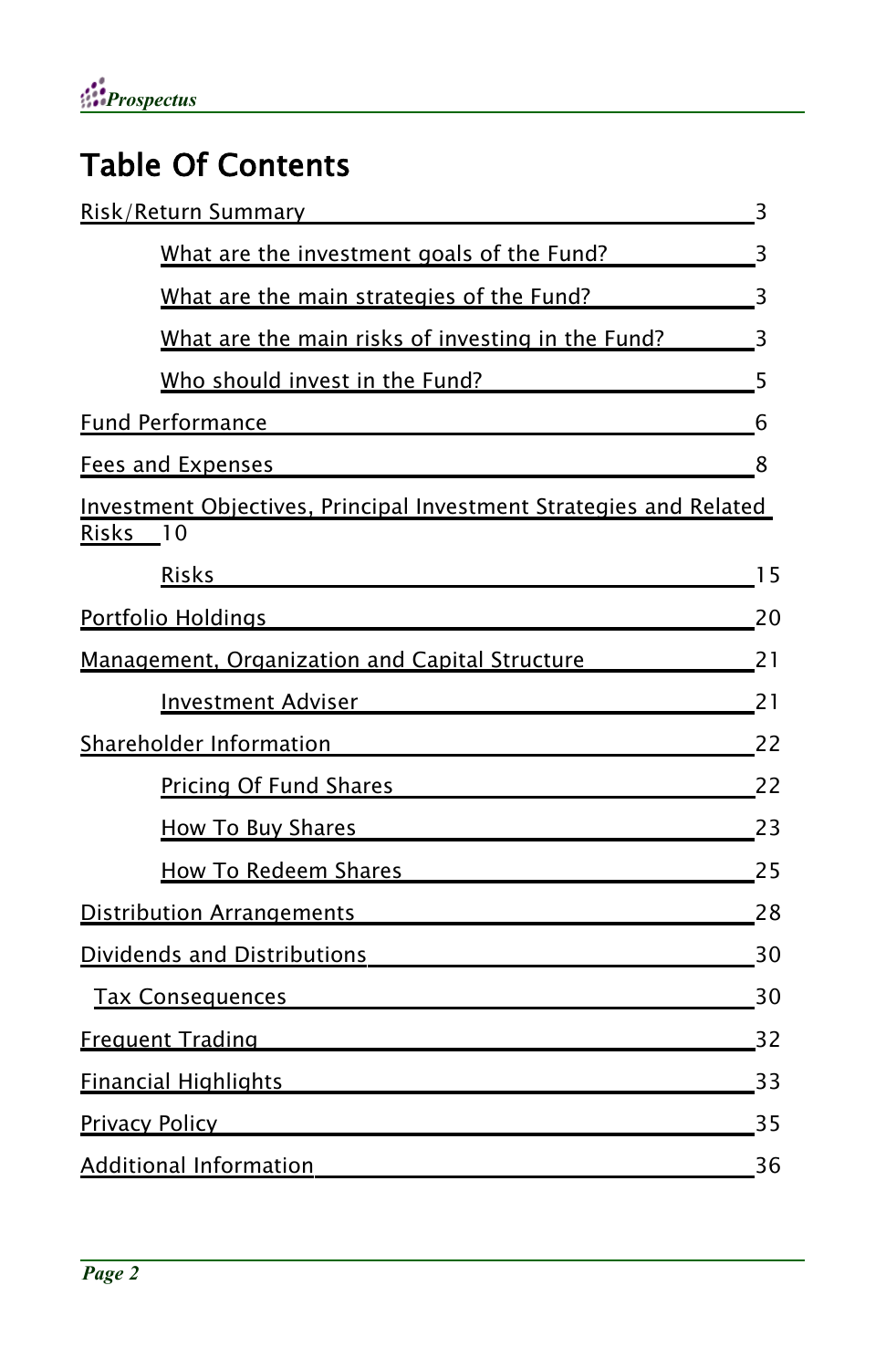# Table Of Contents

| | |
|---|---|
| Risk/Return Summary | 3 |
| What are the investment goals of the Fund? | 3 |
| What are the main strategies of the Fund? | 3 |
| What are the main risks of investing in the Fund? | 3 |
| Who should invest in the Fund? | 5 |
| Fund Performance | 6 |
| Fees and Expenses | 8 |
| Investment Objectives, Principal Investment Strategies and Related Risks | 10 |
| Risks | 15 |
| Portfolio Holdings | 20 |
| Management, Organization and Capital Structure | 21 |
| Investment Adviser | 21 |
| Shareholder Information | 22 |
| Pricing Of Fund Shares | 22 |
| How To Buy Shares | 23 |
| How To Redeem Shares | 25 |
| Distribution Arrangements | 28 |
| Dividends and Distributions | 30 |
| Tax Consequences | 30 |
| Frequent Trading | 32 |
| Financial Highlights | 33 |
| Privacy Policy | 35 |
| Additional Information | 36 |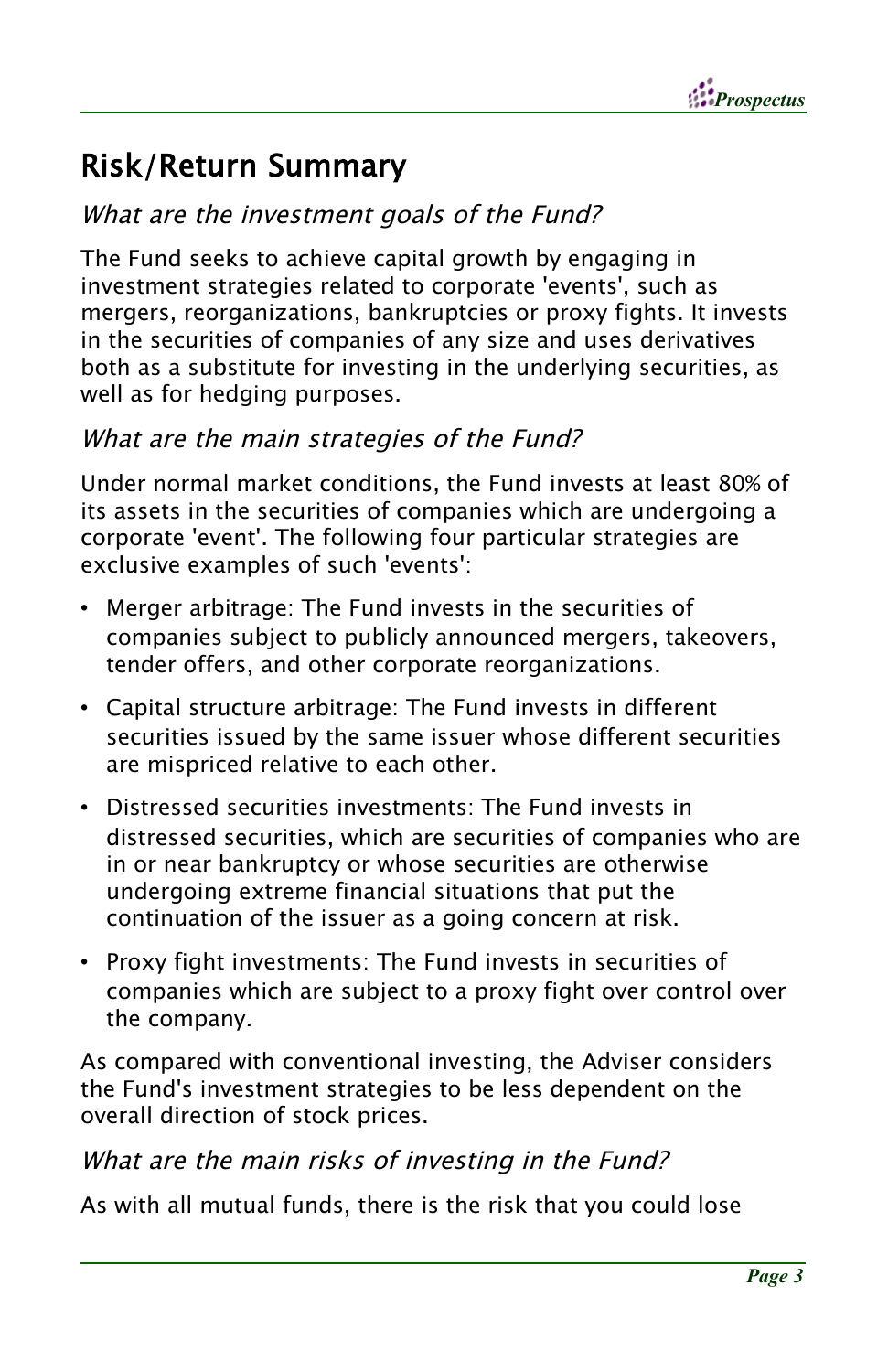# Risk/Return Summary

### *What are the investment goals of the Fund?*

The Fund seeks to achieve capital growth by engaging in investment strategies related to corporate 'events', such as mergers, reorganizations, bankruptcies or proxy fights. It invests in the securities of companies of any size and uses derivatives both as a substitute for investing in the underlying securities, as well as for hedging purposes.

### *What are the main strategies of the Fund?*

Under normal market conditions, the Fund invests at least 80% of its assets in the securities of companies which are undergoing a corporate 'event'. The following four particular strategies are exclusive examples of such 'events':

- Merger arbitrage: The Fund invests in the securities of companies subject to publicly announced mergers, takeovers, tender offers, and other corporate reorganizations.
- Capital structure arbitrage: The Fund invests in different securities issued by the same issuer whose different securities are mispriced relative to each other.
- Distressed securities investments: The Fund invests in distressed securities, which are securities of companies who are in or near bankruptcy or whose securities are otherwise undergoing extreme financial situations that put the continuation of the issuer as a going concern at risk.
- Proxy fight investments: The Fund invests in securities of companies which are subject to a proxy fight over control over the company.

As compared with conventional investing, the Adviser considers the Fund's investment strategies to be less dependent on the overall direction of stock prices.

### *What are the main risks of investing in the Fund?*

As with all mutual funds, there is the risk that you could lose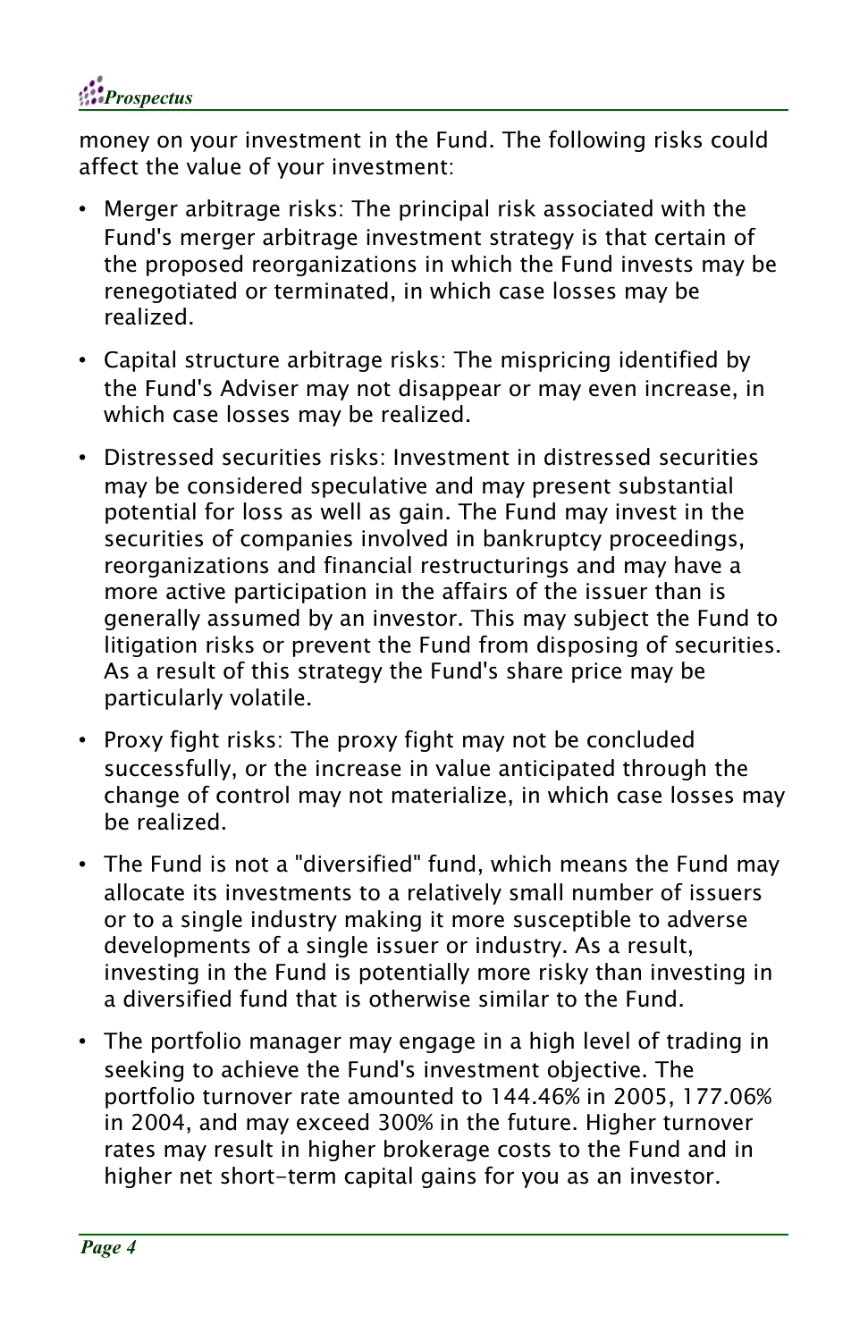money on your investment in the Fund. The following risks could affect the value of your investment:

- Merger arbitrage risks: The principal risk associated with the Fund's merger arbitrage investment strategy is that certain of the proposed reorganizations in which the Fund invests may be renegotiated or terminated, in which case losses may be realized.
- Capital structure arbitrage risks: The mispricing identified by the Fund's Adviser may not disappear or may even increase, in which case losses may be realized.
- Distressed securities risks: Investment in distressed securities may be considered speculative and may present substantial potential for loss as well as gain. The Fund may invest in the securities of companies involved in bankruptcy proceedings, reorganizations and financial restructurings and may have a more active participation in the affairs of the issuer than is generally assumed by an investor. This may subject the Fund to litigation risks or prevent the Fund from disposing of securities. As a result of this strategy the Fund's share price may be particularly volatile.
- Proxy fight risks: The proxy fight may not be concluded successfully, or the increase in value anticipated through the change of control may not materialize, in which case losses may be realized.
- The Fund is not a "diversified" fund, which means the Fund may allocate its investments to a relatively small number of issuers or to a single industry making it more susceptible to adverse developments of a single issuer or industry. As a result, investing in the Fund is potentially more risky than investing in a diversified fund that is otherwise similar to the Fund.
- The portfolio manager may engage in a high level of trading in seeking to achieve the Fund's investment objective. The portfolio turnover rate amounted to 144.46% in 2005, 177.06% in 2004, and may exceed 300% in the future. Higher turnover rates may result in higher brokerage costs to the Fund and in higher net short-term capital gains for you as an investor.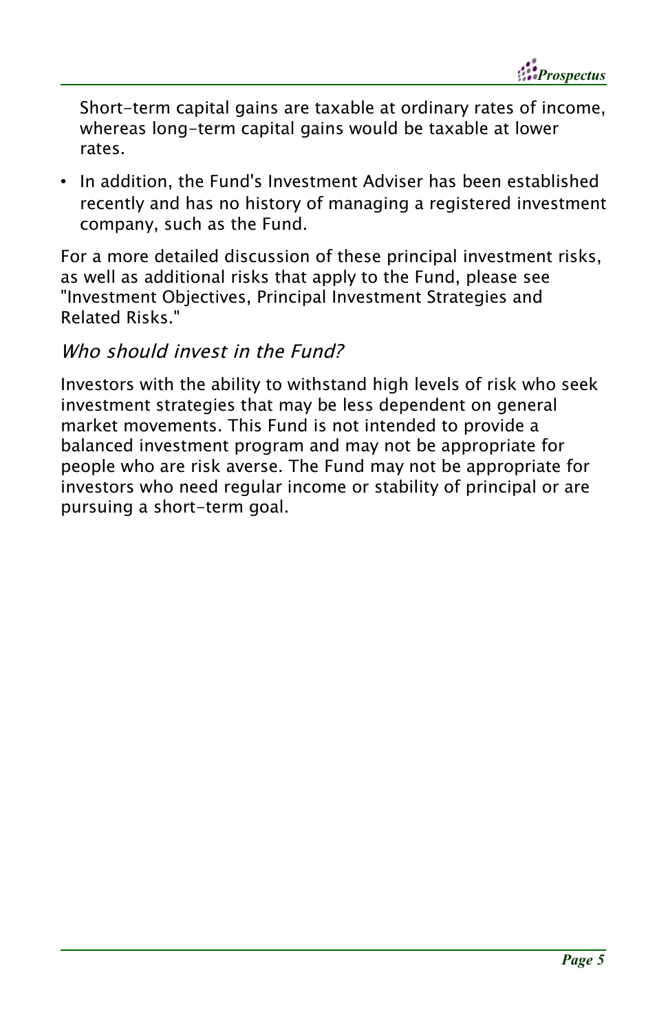Short-term capital gains are taxable at ordinary rates of income, whereas long-term capital gains would be taxable at lower rates.

- In addition, the Fund's Investment Adviser has been established recently and has no history of managing a registered investment company, such as the Fund.

For a more detailed discussion of these principal investment risks, as well as additional risks that apply to the Fund, please see "Investment Objectives, Principal Investment Strategies and Related Risks."

### *Who should invest in the Fund?*

Investors with the ability to withstand high levels of risk who seek investment strategies that may be less dependent on general market movements. This Fund is not intended to provide a balanced investment program and may not be appropriate for people who are risk averse. The Fund may not be appropriate for investors who need regular income or stability of principal or are pursuing a short-term goal.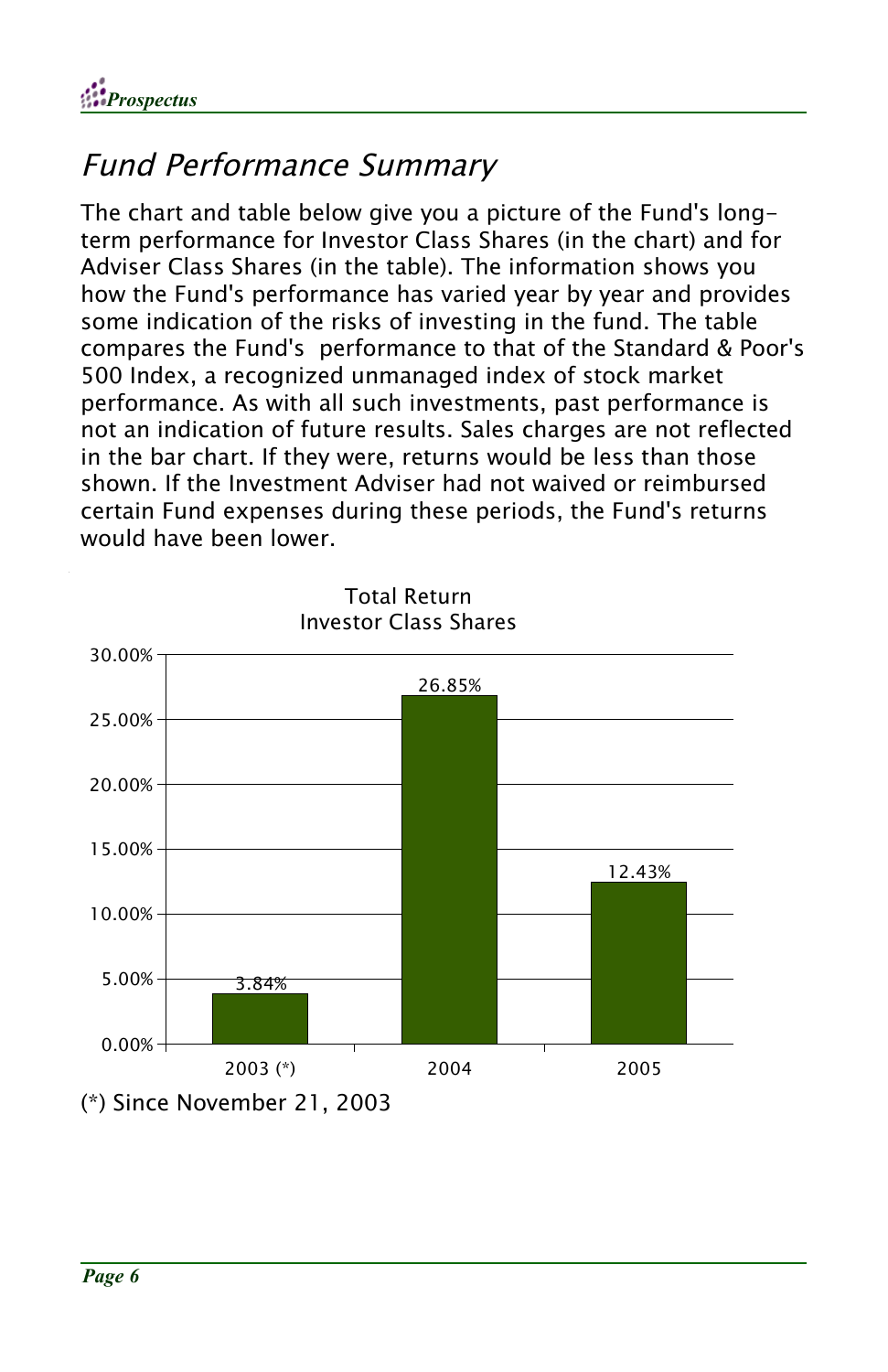## Fund Performance Summary

The chart and table below give you a picture of the Fund's long-term performance for Investor Class Shares (in the chart) and for Adviser Class Shares (in the table). The information shows you how the Fund's performance has varied year by year and provides some indication of the risks of investing in the fund. The table compares the Fund's performance to that of the Standard & Poor's 500 Index, a recognized unmanaged index of stock market performance. As with all such investments, past performance is not an indication of future results. Sales charges are not reflected in the bar chart. If they were, returns would be less than those shown. If the Investment Adviser had not waived or reimbursed certain Fund expenses during these periods, the Fund's returns would have been lower.

Total Return
Investor Class Shares

| Year | Total Return |
| --- | --- |
| 2003 (*) | 3.84% |
| 2004 | 26.85% |
| 2005 | 12.43% |

(*) Since November 21, 2003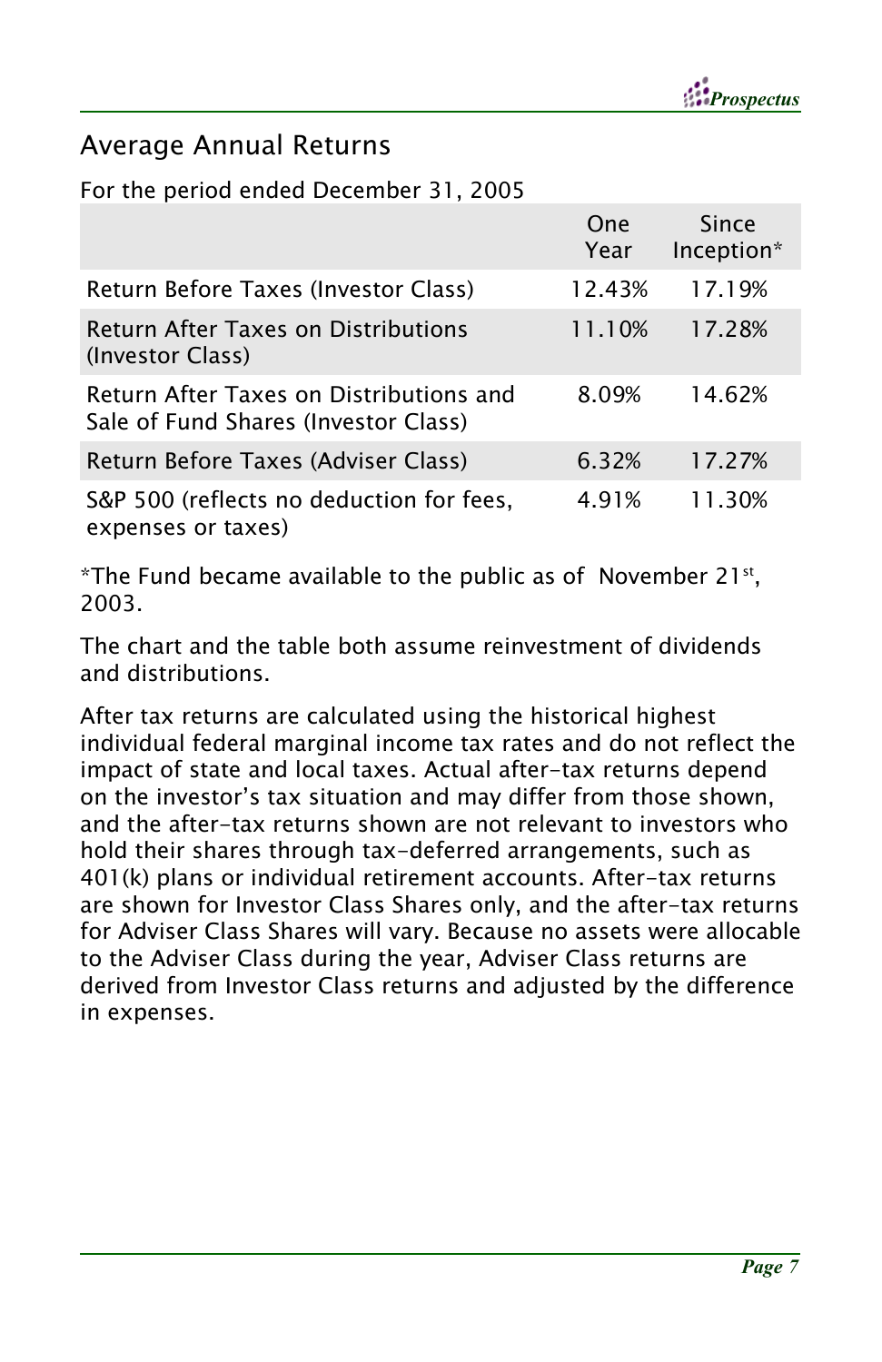## Average Annual Returns

For the period ended December 31, 2005

| | One Year | Since Inception* |
|---|---|---|
| Return Before Taxes (Investor Class) | 12.43% | 17.19% |
| Return After Taxes on Distributions (Investor Class) | 11.10% | 17.28% |
| Return After Taxes on Distributions and Sale of Fund Shares (Investor Class) | 8.09% | 14.62% |
| Return Before Taxes (Adviser Class) | 6.32% | 17.27% |
| S&P 500 (reflects no deduction for fees, expenses or taxes) | 4.91% | 11.30% |

*The Fund became available to the public as of November 21st, 2003.

The chart and the table both assume reinvestment of dividends and distributions.

After tax returns are calculated using the historical highest individual federal marginal income tax rates and do not reflect the impact of state and local taxes. Actual after-tax returns depend on the investor's tax situation and may differ from those shown, and the after-tax returns shown are not relevant to investors who hold their shares through tax-deferred arrangements, such as 401(k) plans or individual retirement accounts. After-tax returns are shown for Investor Class Shares only, and the after-tax returns for Adviser Class Shares will vary. Because no assets were allocable to the Adviser Class during the year, Adviser Class returns are derived from Investor Class returns and adjusted by the difference in expenses.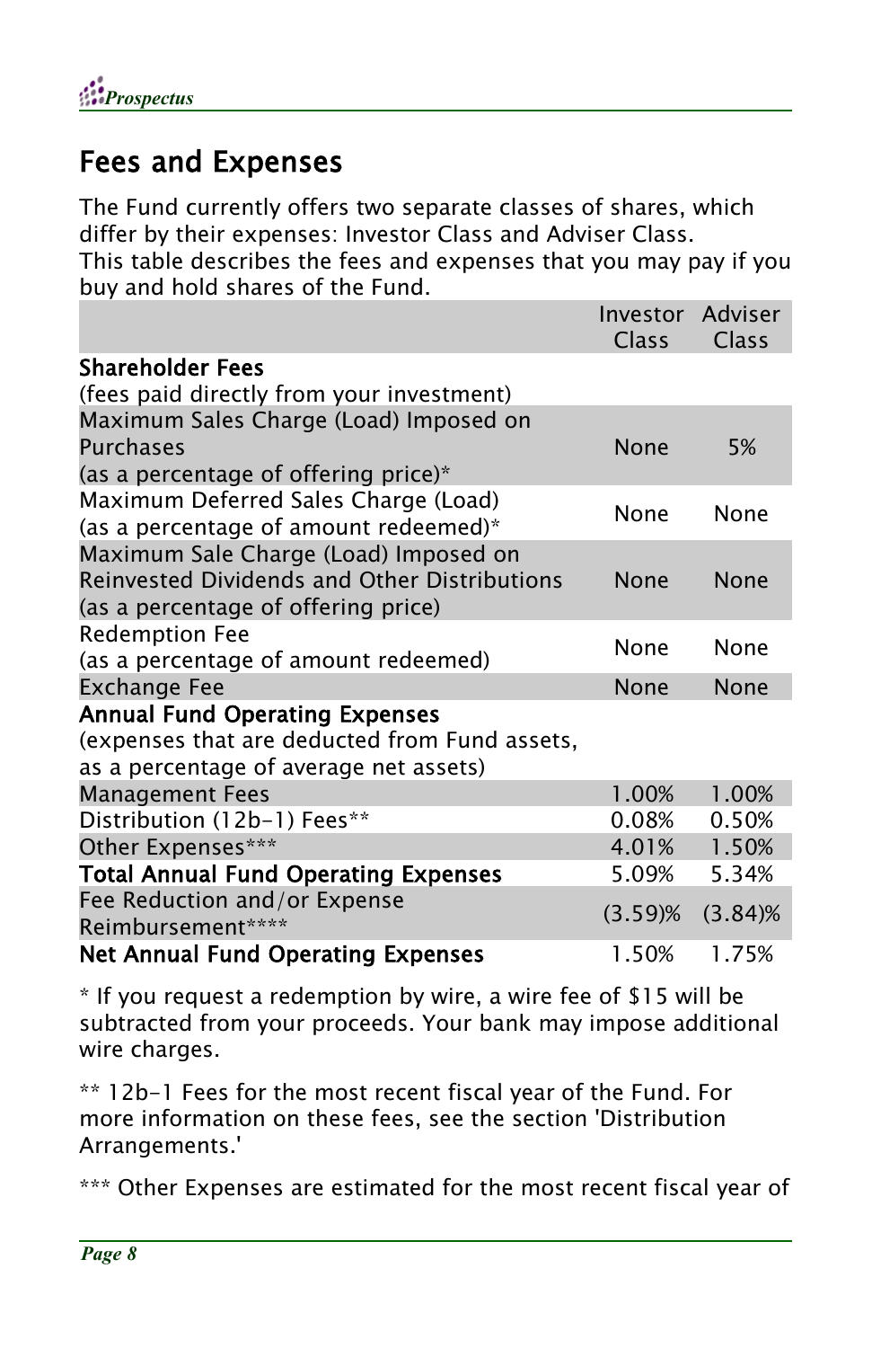## Fees and Expenses

The Fund currently offers two separate classes of shares, which differ by their expenses: Investor Class and Adviser Class.
This table describes the fees and expenses that you may pay if you buy and hold shares of the Fund.

| | Investor Class | Adviser Class |
|---|---|---|
| **Shareholder Fees**<br>(fees paid directly from your investment) | | |
| Maximum Sales Charge (Load) Imposed on Purchases<br>(as a percentage of offering price)* | None | 5% |
| Maximum Deferred Sales Charge (Load)<br>(as a percentage of amount redeemed)* | None | None |
| Maximum Sale Charge (Load) Imposed on Reinvested Dividends and Other Distributions<br>(as a percentage of offering price) | None | None |
| Redemption Fee<br>(as a percentage of amount redeemed) | None | None |
| Exchange Fee | None | None |
| **Annual Fund Operating Expenses**<br>(expenses that are deducted from Fund assets, as a percentage of average net assets) | | |
| Management Fees | 1.00% | 1.00% |
| Distribution (12b-1) Fees** | 0.08% | 0.50% |
| Other Expenses*** | 4.01% | 1.50% |
| **Total Annual Fund Operating Expenses** | 5.09% | 5.34% |
| Fee Reduction and/or Expense Reimbursement**** | (3.59)% | (3.84)% |
| **Net Annual Fund Operating Expenses** | 1.50% | 1.75% |

* If you request a redemption by wire, a wire fee of $15 will be subtracted from your proceeds. Your bank may impose additional wire charges.

** 12b-1 Fees for the most recent fiscal year of the Fund. For more information on these fees, see the section 'Distribution Arrangements.'

*** Other Expenses are estimated for the most recent fiscal year of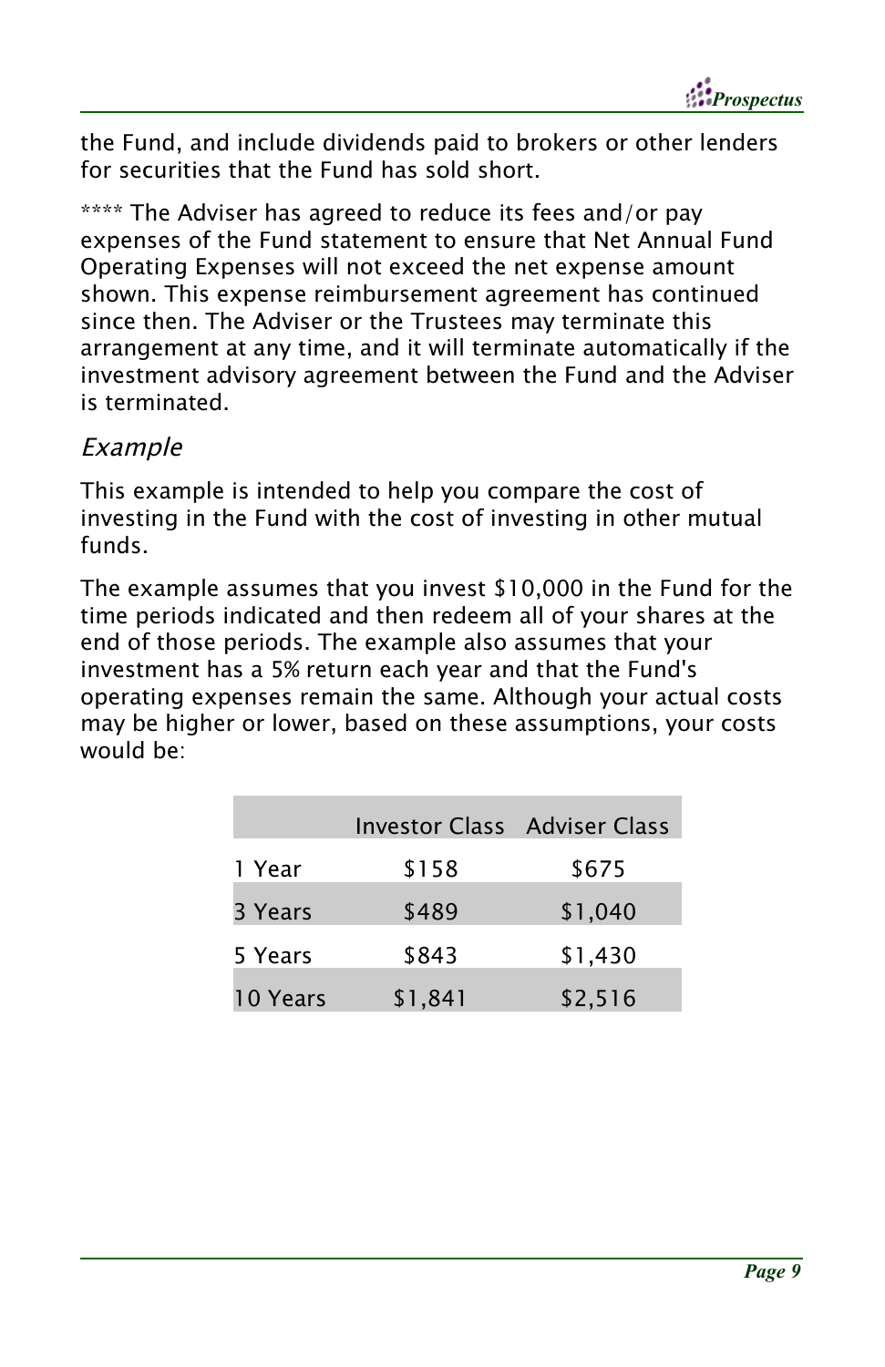the Fund, and include dividends paid to brokers or other lenders for securities that the Fund has sold short.

**** The Adviser has agreed to reduce its fees and/or pay expenses of the Fund statement to ensure that Net Annual Fund Operating Expenses will not exceed the net expense amount shown. This expense reimbursement agreement has continued since then. The Adviser or the Trustees may terminate this arrangement at any time, and it will terminate automatically if the investment advisory agreement between the Fund and the Adviser is terminated.

### *Example*

This example is intended to help you compare the cost of investing in the Fund with the cost of investing in other mutual funds.

The example assumes that you invest $10,000 in the Fund for the time periods indicated and then redeem all of your shares at the end of those periods. The example also assumes that your investment has a 5% return each year and that the Fund's operating expenses remain the same. Although your actual costs may be higher or lower, based on these assumptions, your costs would be:

| | Investor Class | Adviser Class |
|---|---|---|
| 1 Year | $158 | $675 |
| 3 Years | $489 | $1,040 |
| 5 Years | $843 | $1,430 |
| 10 Years | $1,841 | $2,516 |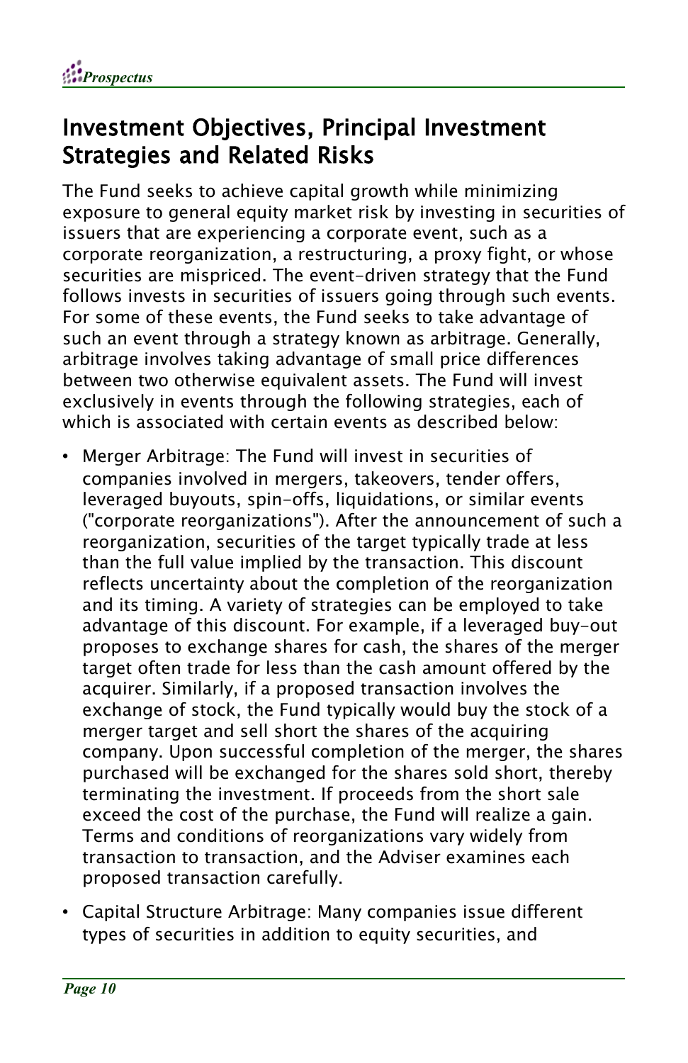## Investment Objectives, Principal Investment Strategies and Related Risks

The Fund seeks to achieve capital growth while minimizing exposure to general equity market risk by investing in securities of issuers that are experiencing a corporate event, such as a corporate reorganization, a restructuring, a proxy fight, or whose securities are mispriced. The event-driven strategy that the Fund follows invests in securities of issuers going through such events. For some of these events, the Fund seeks to take advantage of such an event through a strategy known as arbitrage. Generally, arbitrage involves taking advantage of small price differences between two otherwise equivalent assets. The Fund will invest exclusively in events through the following strategies, each of which is associated with certain events as described below:

- Merger Arbitrage: The Fund will invest in securities of companies involved in mergers, takeovers, tender offers, leveraged buyouts, spin-offs, liquidations, or similar events ("corporate reorganizations"). After the announcement of such a reorganization, securities of the target typically trade at less than the full value implied by the transaction. This discount reflects uncertainty about the completion of the reorganization and its timing. A variety of strategies can be employed to take advantage of this discount. For example, if a leveraged buy-out proposes to exchange shares for cash, the shares of the merger target often trade for less than the cash amount offered by the acquirer. Similarly, if a proposed transaction involves the exchange of stock, the Fund typically would buy the stock of a merger target and sell short the shares of the acquiring company. Upon successful completion of the merger, the shares purchased will be exchanged for the shares sold short, thereby terminating the investment. If proceeds from the short sale exceed the cost of the purchase, the Fund will realize a gain. Terms and conditions of reorganizations vary widely from transaction to transaction, and the Adviser examines each proposed transaction carefully.
- Capital Structure Arbitrage: Many companies issue different types of securities in addition to equity securities, and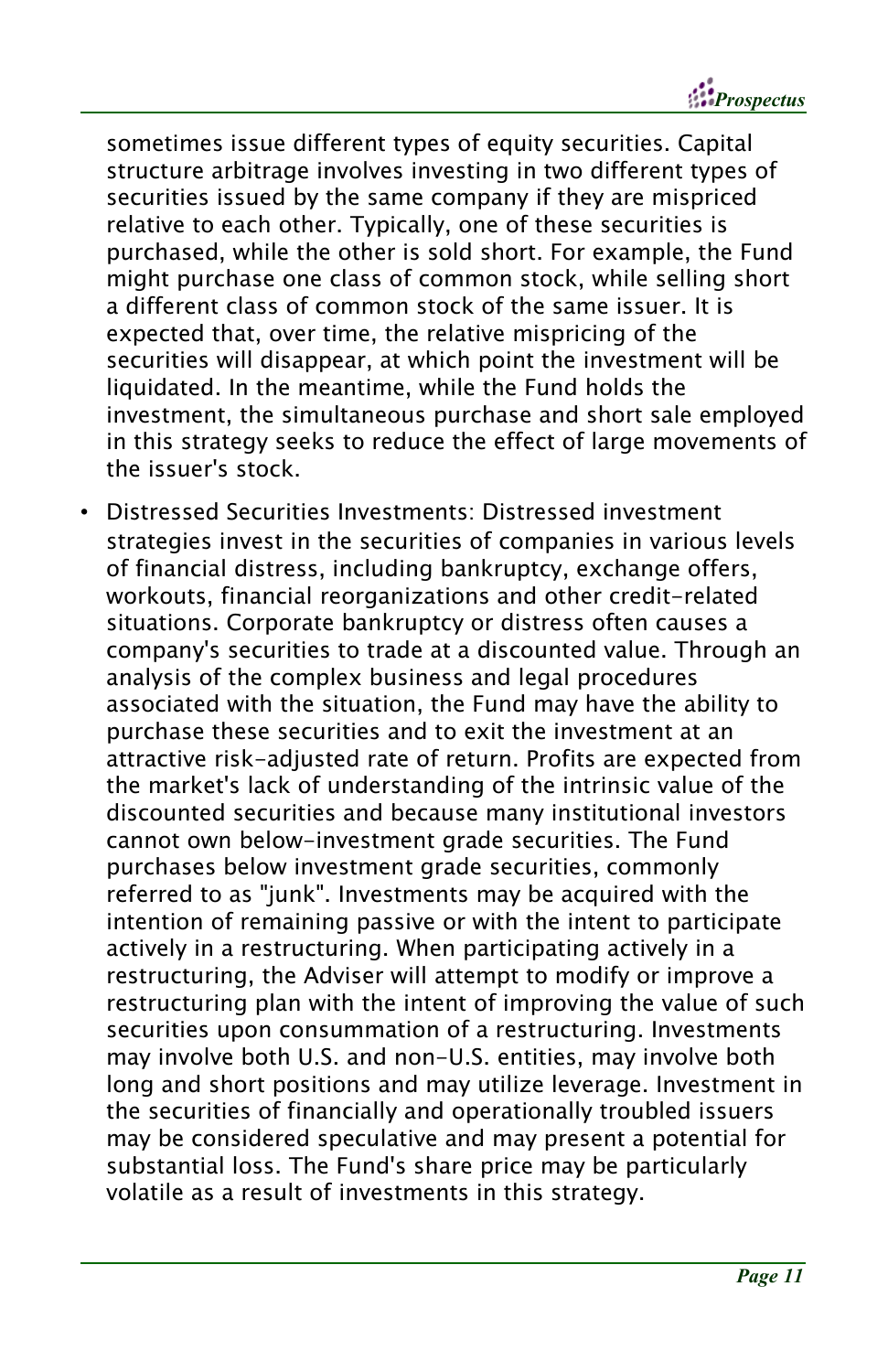sometimes issue different types of equity securities. Capital structure arbitrage involves investing in two different types of securities issued by the same company if they are mispriced relative to each other. Typically, one of these securities is purchased, while the other is sold short. For example, the Fund might purchase one class of common stock, while selling short a different class of common stock of the same issuer. It is expected that, over time, the relative mispricing of the securities will disappear, at which point the investment will be liquidated. In the meantime, while the Fund holds the investment, the simultaneous purchase and short sale employed in this strategy seeks to reduce the effect of large movements of the issuer's stock.

- Distressed Securities Investments: Distressed investment strategies invest in the securities of companies in various levels of financial distress, including bankruptcy, exchange offers, workouts, financial reorganizations and other credit-related situations. Corporate bankruptcy or distress often causes a company's securities to trade at a discounted value. Through an analysis of the complex business and legal procedures associated with the situation, the Fund may have the ability to purchase these securities and to exit the investment at an attractive risk-adjusted rate of return. Profits are expected from the market's lack of understanding of the intrinsic value of the discounted securities and because many institutional investors cannot own below-investment grade securities. The Fund purchases below investment grade securities, commonly referred to as "junk". Investments may be acquired with the intention of remaining passive or with the intent to participate actively in a restructuring. When participating actively in a restructuring, the Adviser will attempt to modify or improve a restructuring plan with the intent of improving the value of such securities upon consummation of a restructuring. Investments may involve both U.S. and non-U.S. entities, may involve both long and short positions and may utilize leverage. Investment in the securities of financially and operationally troubled issuers may be considered speculative and may present a potential for substantial loss. The Fund's share price may be particularly volatile as a result of investments in this strategy.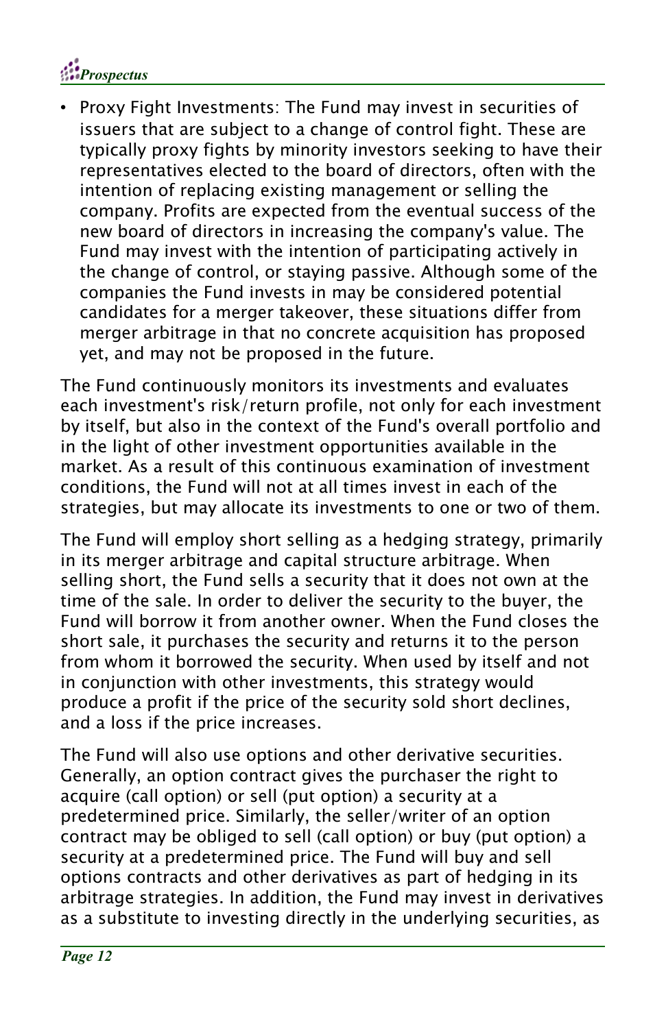- Proxy Fight Investments: The Fund may invest in securities of issuers that are subject to a change of control fight. These are typically proxy fights by minority investors seeking to have their representatives elected to the board of directors, often with the intention of replacing existing management or selling the company. Profits are expected from the eventual success of the new board of directors in increasing the company's value. The Fund may invest with the intention of participating actively in the change of control, or staying passive. Although some of the companies the Fund invests in may be considered potential candidates for a merger takeover, these situations differ from merger arbitrage in that no concrete acquisition has proposed yet, and may not be proposed in the future.

The Fund continuously monitors its investments and evaluates each investment's risk/return profile, not only for each investment by itself, but also in the context of the Fund's overall portfolio and in the light of other investment opportunities available in the market. As a result of this continuous examination of investment conditions, the Fund will not at all times invest in each of the strategies, but may allocate its investments to one or two of them.

The Fund will employ short selling as a hedging strategy, primarily in its merger arbitrage and capital structure arbitrage. When selling short, the Fund sells a security that it does not own at the time of the sale. In order to deliver the security to the buyer, the Fund will borrow it from another owner. When the Fund closes the short sale, it purchases the security and returns it to the person from whom it borrowed the security. When used by itself and not in conjunction with other investments, this strategy would produce a profit if the price of the security sold short declines, and a loss if the price increases.

The Fund will also use options and other derivative securities. Generally, an option contract gives the purchaser the right to acquire (call option) or sell (put option) a security at a predetermined price. Similarly, the seller/writer of an option contract may be obliged to sell (call option) or buy (put option) a security at a predetermined price. The Fund will buy and sell options contracts and other derivatives as part of hedging in its arbitrage strategies. In addition, the Fund may invest in derivatives as a substitute to investing directly in the underlying securities, as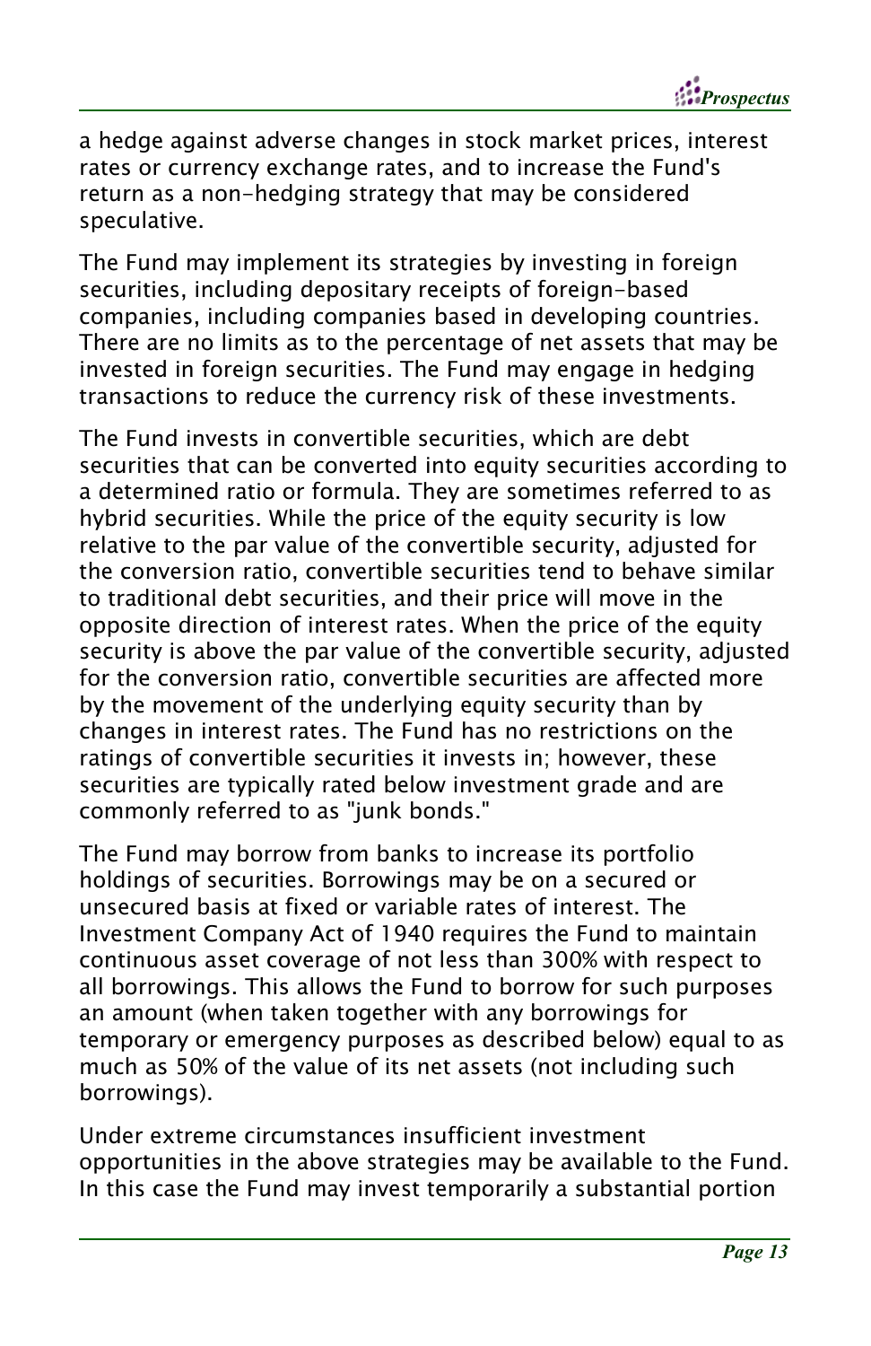a hedge against adverse changes in stock market prices, interest rates or currency exchange rates, and to increase the Fund's return as a non-hedging strategy that may be considered speculative.

The Fund may implement its strategies by investing in foreign securities, including depositary receipts of foreign-based companies, including companies based in developing countries. There are no limits as to the percentage of net assets that may be invested in foreign securities. The Fund may engage in hedging transactions to reduce the currency risk of these investments.

The Fund invests in convertible securities, which are debt securities that can be converted into equity securities according to a determined ratio or formula. They are sometimes referred to as hybrid securities. While the price of the equity security is low relative to the par value of the convertible security, adjusted for the conversion ratio, convertible securities tend to behave similar to traditional debt securities, and their price will move in the opposite direction of interest rates. When the price of the equity security is above the par value of the convertible security, adjusted for the conversion ratio, convertible securities are affected more by the movement of the underlying equity security than by changes in interest rates. The Fund has no restrictions on the ratings of convertible securities it invests in; however, these securities are typically rated below investment grade and are commonly referred to as "junk bonds."

The Fund may borrow from banks to increase its portfolio holdings of securities. Borrowings may be on a secured or unsecured basis at fixed or variable rates of interest. The Investment Company Act of 1940 requires the Fund to maintain continuous asset coverage of not less than 300% with respect to all borrowings. This allows the Fund to borrow for such purposes an amount (when taken together with any borrowings for temporary or emergency purposes as described below) equal to as much as 50% of the value of its net assets (not including such borrowings).

Under extreme circumstances insufficient investment opportunities in the above strategies may be available to the Fund. In this case the Fund may invest temporarily a substantial portion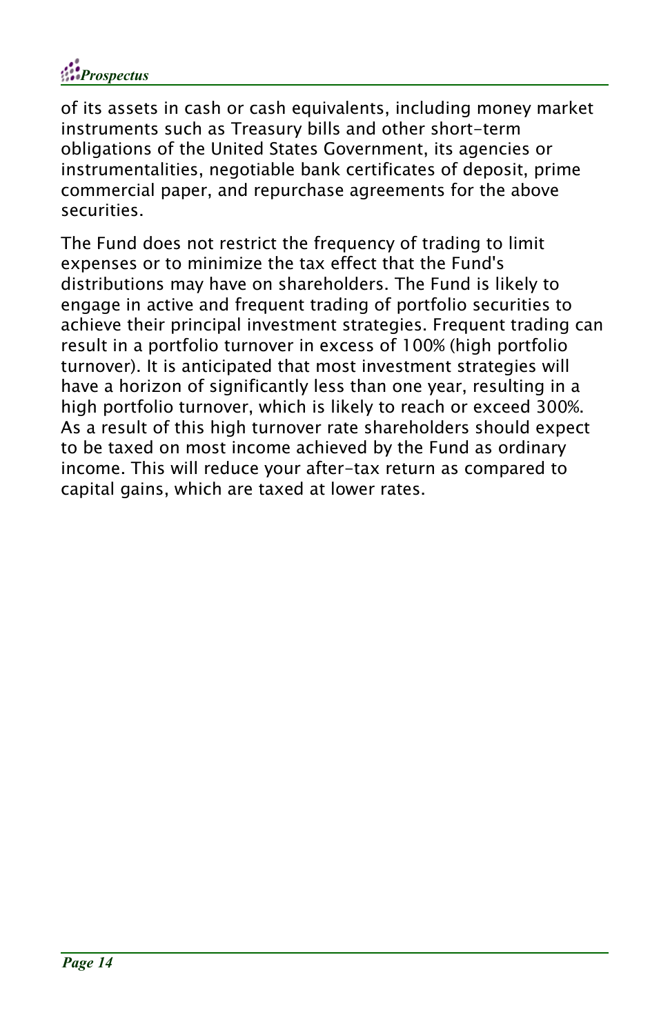of its assets in cash or cash equivalents, including money market instruments such as Treasury bills and other short-term obligations of the United States Government, its agencies or instrumentalities, negotiable bank certificates of deposit, prime commercial paper, and repurchase agreements for the above securities.

The Fund does not restrict the frequency of trading to limit expenses or to minimize the tax effect that the Fund's distributions may have on shareholders. The Fund is likely to engage in active and frequent trading of portfolio securities to achieve their principal investment strategies. Frequent trading can result in a portfolio turnover in excess of 100% (high portfolio turnover). It is anticipated that most investment strategies will have a horizon of significantly less than one year, resulting in a high portfolio turnover, which is likely to reach or exceed 300%. As a result of this high turnover rate shareholders should expect to be taxed on most income achieved by the Fund as ordinary income. This will reduce your after-tax return as compared to capital gains, which are taxed at lower rates.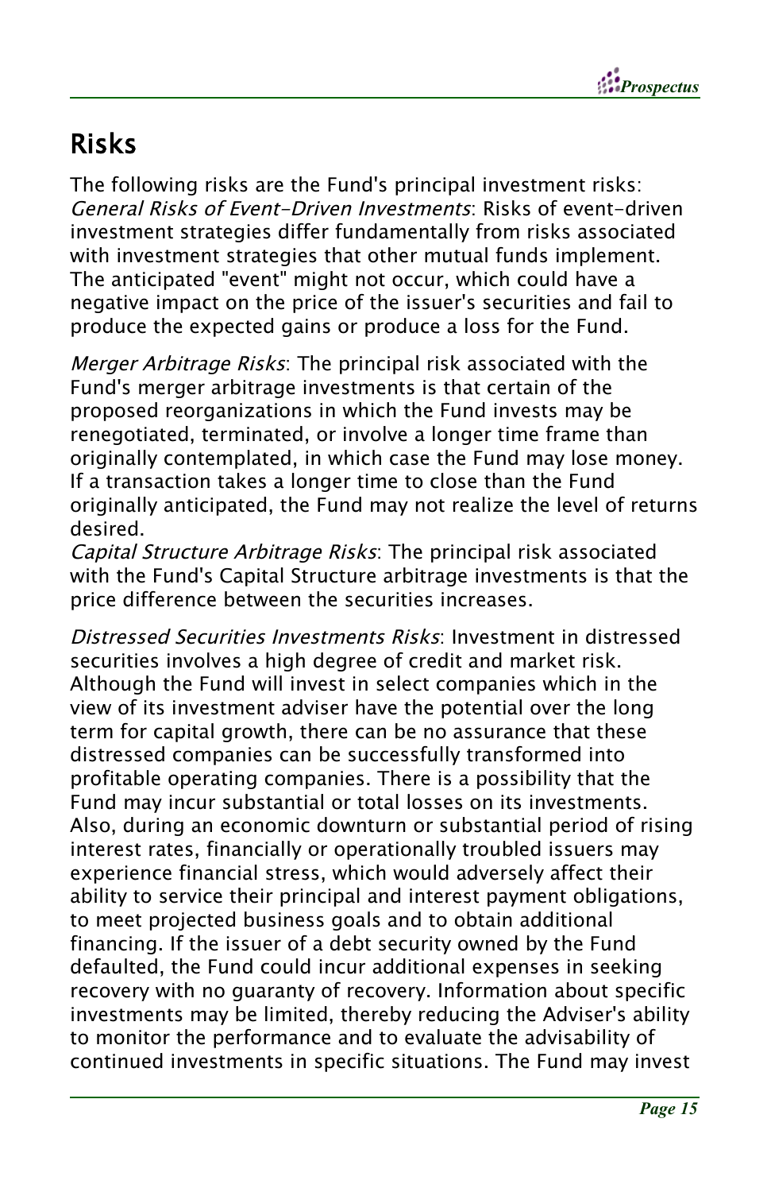## Risks

The following risks are the Fund's principal investment risks:
*General Risks of Event-Driven Investments*: Risks of event-driven investment strategies differ fundamentally from risks associated with investment strategies that other mutual funds implement. The anticipated "event" might not occur, which could have a negative impact on the price of the issuer's securities and fail to produce the expected gains or produce a loss for the Fund.

*Merger Arbitrage Risks*: The principal risk associated with the Fund's merger arbitrage investments is that certain of the proposed reorganizations in which the Fund invests may be renegotiated, terminated, or involve a longer time frame than originally contemplated, in which case the Fund may lose money. If a transaction takes a longer time to close than the Fund originally anticipated, the Fund may not realize the level of returns desired.
*Capital Structure Arbitrage Risks*: The principal risk associated with the Fund's Capital Structure arbitrage investments is that the price difference between the securities increases.

*Distressed Securities Investments Risks*: Investment in distressed securities involves a high degree of credit and market risk. Although the Fund will invest in select companies which in the view of its investment adviser have the potential over the long term for capital growth, there can be no assurance that these distressed companies can be successfully transformed into profitable operating companies. There is a possibility that the Fund may incur substantial or total losses on its investments. Also, during an economic downturn or substantial period of rising interest rates, financially or operationally troubled issuers may experience financial stress, which would adversely affect their ability to service their principal and interest payment obligations, to meet projected business goals and to obtain additional financing. If the issuer of a debt security owned by the Fund defaulted, the Fund could incur additional expenses in seeking recovery with no guaranty of recovery. Information about specific investments may be limited, thereby reducing the Adviser's ability to monitor the performance and to evaluate the advisability of continued investments in specific situations. The Fund may invest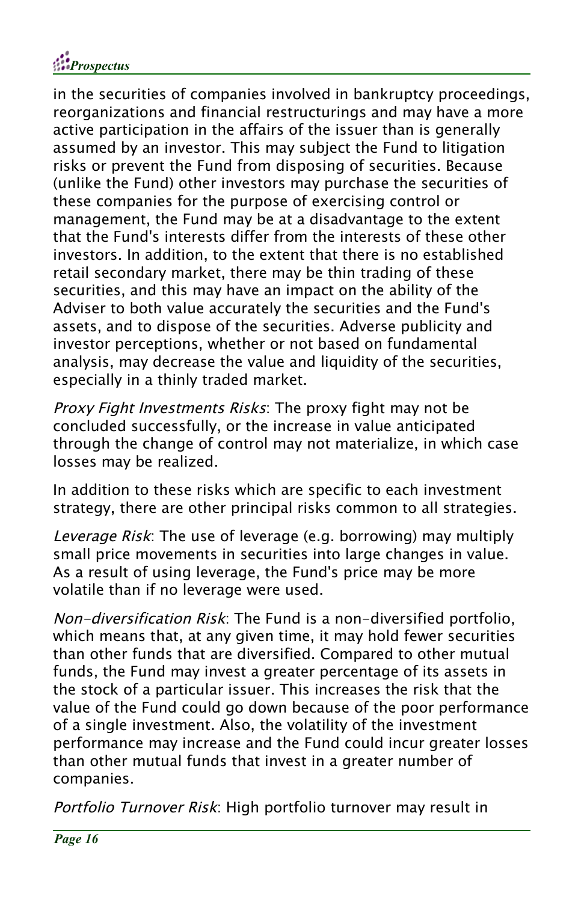in the securities of companies involved in bankruptcy proceedings, reorganizations and financial restructurings and may have a more active participation in the affairs of the issuer than is generally assumed by an investor. This may subject the Fund to litigation risks or prevent the Fund from disposing of securities. Because (unlike the Fund) other investors may purchase the securities of these companies for the purpose of exercising control or management, the Fund may be at a disadvantage to the extent that the Fund's interests differ from the interests of these other investors. In addition, to the extent that there is no established retail secondary market, there may be thin trading of these securities, and this may have an impact on the ability of the Adviser to both value accurately the securities and the Fund's assets, and to dispose of the securities. Adverse publicity and investor perceptions, whether or not based on fundamental analysis, may decrease the value and liquidity of the securities, especially in a thinly traded market.

*Proxy Fight Investments Risks*: The proxy fight may not be concluded successfully, or the increase in value anticipated through the change of control may not materialize, in which case losses may be realized.

In addition to these risks which are specific to each investment strategy, there are other principal risks common to all strategies.

*Leverage Risk*: The use of leverage (e.g. borrowing) may multiply small price movements in securities into large changes in value. As a result of using leverage, the Fund's price may be more volatile than if no leverage were used.

*Non-diversification Risk*: The Fund is a non-diversified portfolio, which means that, at any given time, it may hold fewer securities than other funds that are diversified. Compared to other mutual funds, the Fund may invest a greater percentage of its assets in the stock of a particular issuer. This increases the risk that the value of the Fund could go down because of the poor performance of a single investment. Also, the volatility of the investment performance may increase and the Fund could incur greater losses than other mutual funds that invest in a greater number of companies.

*Portfolio Turnover Risk*: High portfolio turnover may result in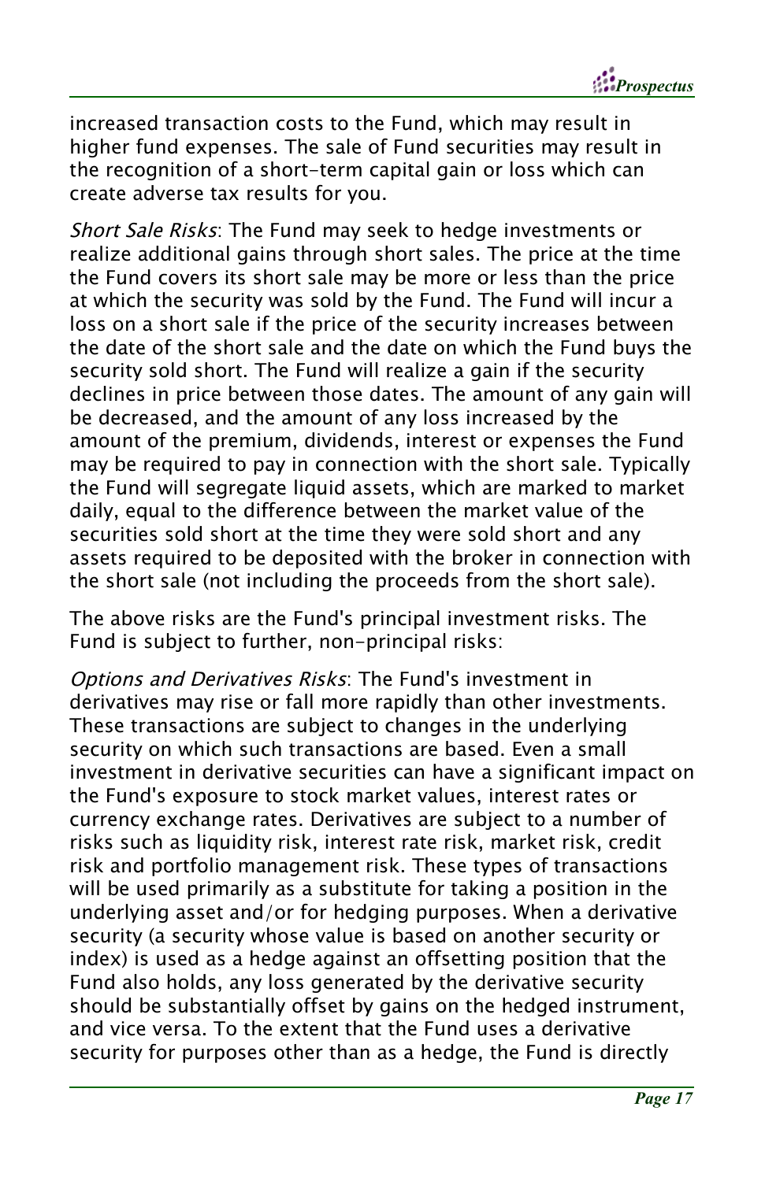increased transaction costs to the Fund, which may result in higher fund expenses. The sale of Fund securities may result in the recognition of a short-term capital gain or loss which can create adverse tax results for you.

*Short Sale Risks*: The Fund may seek to hedge investments or realize additional gains through short sales. The price at the time the Fund covers its short sale may be more or less than the price at which the security was sold by the Fund. The Fund will incur a loss on a short sale if the price of the security increases between the date of the short sale and the date on which the Fund buys the security sold short. The Fund will realize a gain if the security declines in price between those dates. The amount of any gain will be decreased, and the amount of any loss increased by the amount of the premium, dividends, interest or expenses the Fund may be required to pay in connection with the short sale. Typically the Fund will segregate liquid assets, which are marked to market daily, equal to the difference between the market value of the securities sold short at the time they were sold short and any assets required to be deposited with the broker in connection with the short sale (not including the proceeds from the short sale).

The above risks are the Fund's principal investment risks. The Fund is subject to further, non-principal risks:

*Options and Derivatives Risks*: The Fund's investment in derivatives may rise or fall more rapidly than other investments. These transactions are subject to changes in the underlying security on which such transactions are based. Even a small investment in derivative securities can have a significant impact on the Fund's exposure to stock market values, interest rates or currency exchange rates. Derivatives are subject to a number of risks such as liquidity risk, interest rate risk, market risk, credit risk and portfolio management risk. These types of transactions will be used primarily as a substitute for taking a position in the underlying asset and/or for hedging purposes. When a derivative security (a security whose value is based on another security or index) is used as a hedge against an offsetting position that the Fund also holds, any loss generated by the derivative security should be substantially offset by gains on the hedged instrument, and vice versa. To the extent that the Fund uses a derivative security for purposes other than as a hedge, the Fund is directly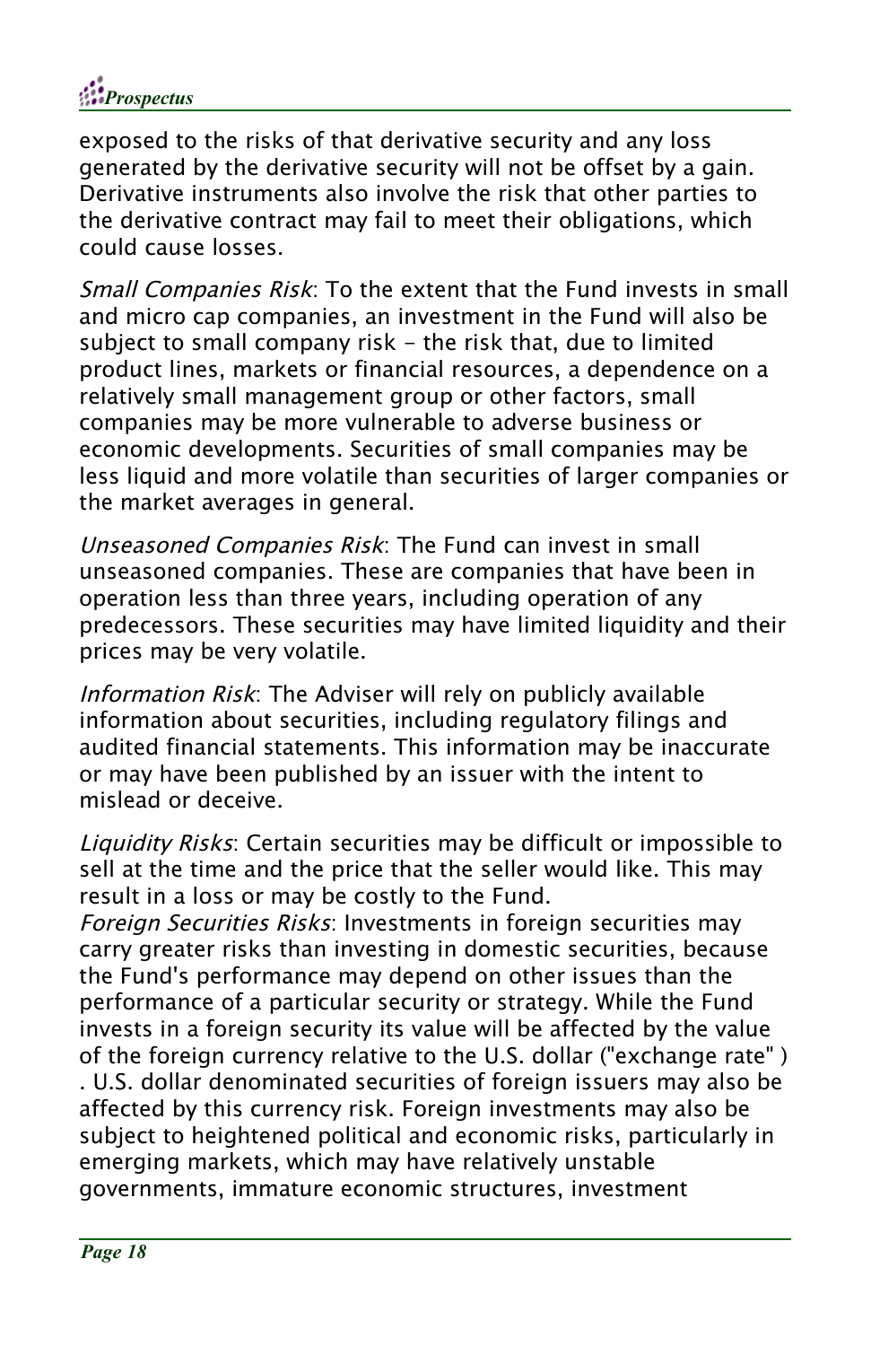exposed to the risks of that derivative security and any loss generated by the derivative security will not be offset by a gain. Derivative instruments also involve the risk that other parties to the derivative contract may fail to meet their obligations, which could cause losses.

*Small Companies Risk*: To the extent that the Fund invests in small and micro cap companies, an investment in the Fund will also be subject to small company risk - the risk that, due to limited product lines, markets or financial resources, a dependence on a relatively small management group or other factors, small companies may be more vulnerable to adverse business or economic developments. Securities of small companies may be less liquid and more volatile than securities of larger companies or the market averages in general.

*Unseasoned Companies Risk*: The Fund can invest in small unseasoned companies. These are companies that have been in operation less than three years, including operation of any predecessors. These securities may have limited liquidity and their prices may be very volatile.

*Information Risk*: The Adviser will rely on publicly available information about securities, including regulatory filings and audited financial statements. This information may be inaccurate or may have been published by an issuer with the intent to mislead or deceive.

*Liquidity Risks*: Certain securities may be difficult or impossible to sell at the time and the price that the seller would like. This may result in a loss or may be costly to the Fund.

*Foreign Securities Risks*: Investments in foreign securities may carry greater risks than investing in domestic securities, because the Fund's performance may depend on other issues than the performance of a particular security or strategy. While the Fund invests in a foreign security its value will be affected by the value of the foreign currency relative to the U.S. dollar ("exchange rate" ) . U.S. dollar denominated securities of foreign issuers may also be affected by this currency risk. Foreign investments may also be subject to heightened political and economic risks, particularly in emerging markets, which may have relatively unstable governments, immature economic structures, investment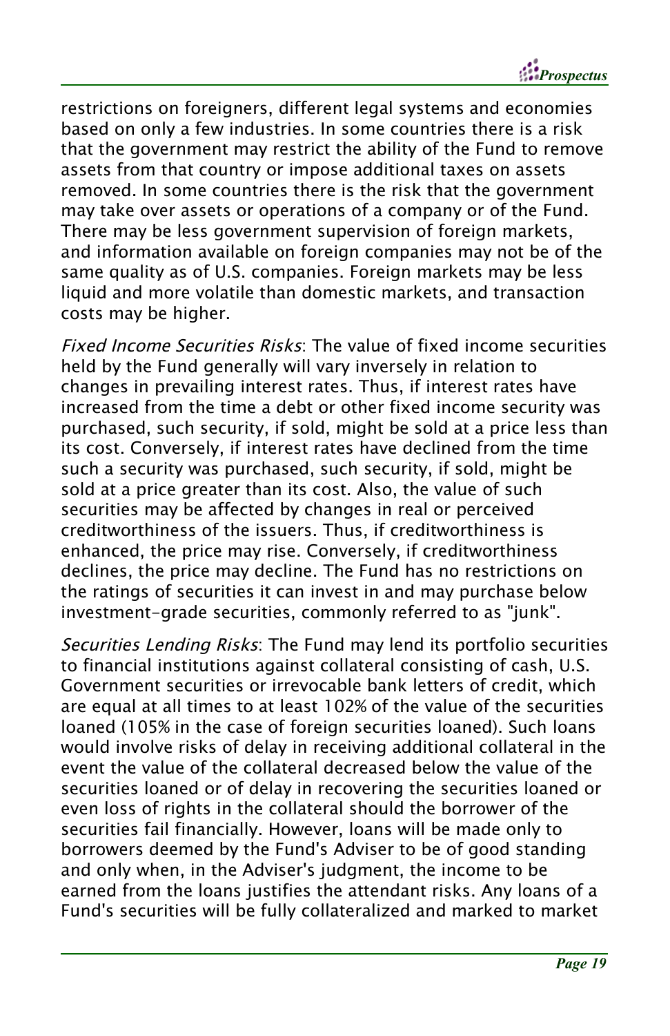restrictions on foreigners, different legal systems and economies based on only a few industries. In some countries there is a risk that the government may restrict the ability of the Fund to remove assets from that country or impose additional taxes on assets removed. In some countries there is the risk that the government may take over assets or operations of a company or of the Fund. There may be less government supervision of foreign markets, and information available on foreign companies may not be of the same quality as of U.S. companies. Foreign markets may be less liquid and more volatile than domestic markets, and transaction costs may be higher.

*Fixed Income Securities Risks*: The value of fixed income securities held by the Fund generally will vary inversely in relation to changes in prevailing interest rates. Thus, if interest rates have increased from the time a debt or other fixed income security was purchased, such security, if sold, might be sold at a price less than its cost. Conversely, if interest rates have declined from the time such a security was purchased, such security, if sold, might be sold at a price greater than its cost. Also, the value of such securities may be affected by changes in real or perceived creditworthiness of the issuers. Thus, if creditworthiness is enhanced, the price may rise. Conversely, if creditworthiness declines, the price may decline. The Fund has no restrictions on the ratings of securities it can invest in and may purchase below investment-grade securities, commonly referred to as "junk".

*Securities Lending Risks*: The Fund may lend its portfolio securities to financial institutions against collateral consisting of cash, U.S. Government securities or irrevocable bank letters of credit, which are equal at all times to at least 102% of the value of the securities loaned (105% in the case of foreign securities loaned). Such loans would involve risks of delay in receiving additional collateral in the event the value of the collateral decreased below the value of the securities loaned or of delay in recovering the securities loaned or even loss of rights in the collateral should the borrower of the securities fail financially. However, loans will be made only to borrowers deemed by the Fund's Adviser to be of good standing and only when, in the Adviser's judgment, the income to be earned from the loans justifies the attendant risks. Any loans of a Fund's securities will be fully collateralized and marked to market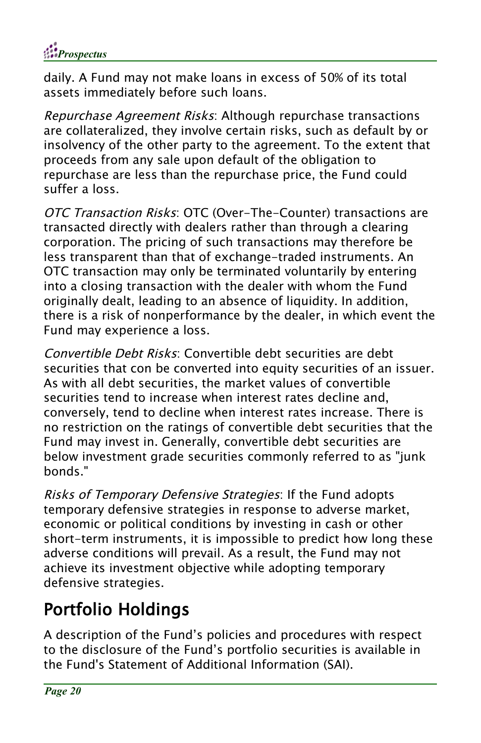daily. A Fund may not make loans in excess of 50% of its total assets immediately before such loans.

*Repurchase Agreement Risks*: Although repurchase transactions are collateralized, they involve certain risks, such as default by or insolvency of the other party to the agreement. To the extent that proceeds from any sale upon default of the obligation to repurchase are less than the repurchase price, the Fund could suffer a loss.

*OTC Transaction Risks*: OTC (Over-The-Counter) transactions are transacted directly with dealers rather than through a clearing corporation. The pricing of such transactions may therefore be less transparent than that of exchange-traded instruments. An OTC transaction may only be terminated voluntarily by entering into a closing transaction with the dealer with whom the Fund originally dealt, leading to an absence of liquidity. In addition, there is a risk of nonperformance by the dealer, in which event the Fund may experience a loss.

*Convertible Debt Risks*: Convertible debt securities are debt securities that con be converted into equity securities of an issuer. As with all debt securities, the market values of convertible securities tend to increase when interest rates decline and, conversely, tend to decline when interest rates increase. There is no restriction on the ratings of convertible debt securities that the Fund may invest in. Generally, convertible debt securities are below investment grade securities commonly referred to as "junk bonds."

*Risks of Temporary Defensive Strategies*: If the Fund adopts temporary defensive strategies in response to adverse market, economic or political conditions by investing in cash or other short-term instruments, it is impossible to predict how long these adverse conditions will prevail. As a result, the Fund may not achieve its investment objective while adopting temporary defensive strategies.

## Portfolio Holdings

A description of the Fund's policies and procedures with respect to the disclosure of the Fund's portfolio securities is available in the Fund's Statement of Additional Information (SAI).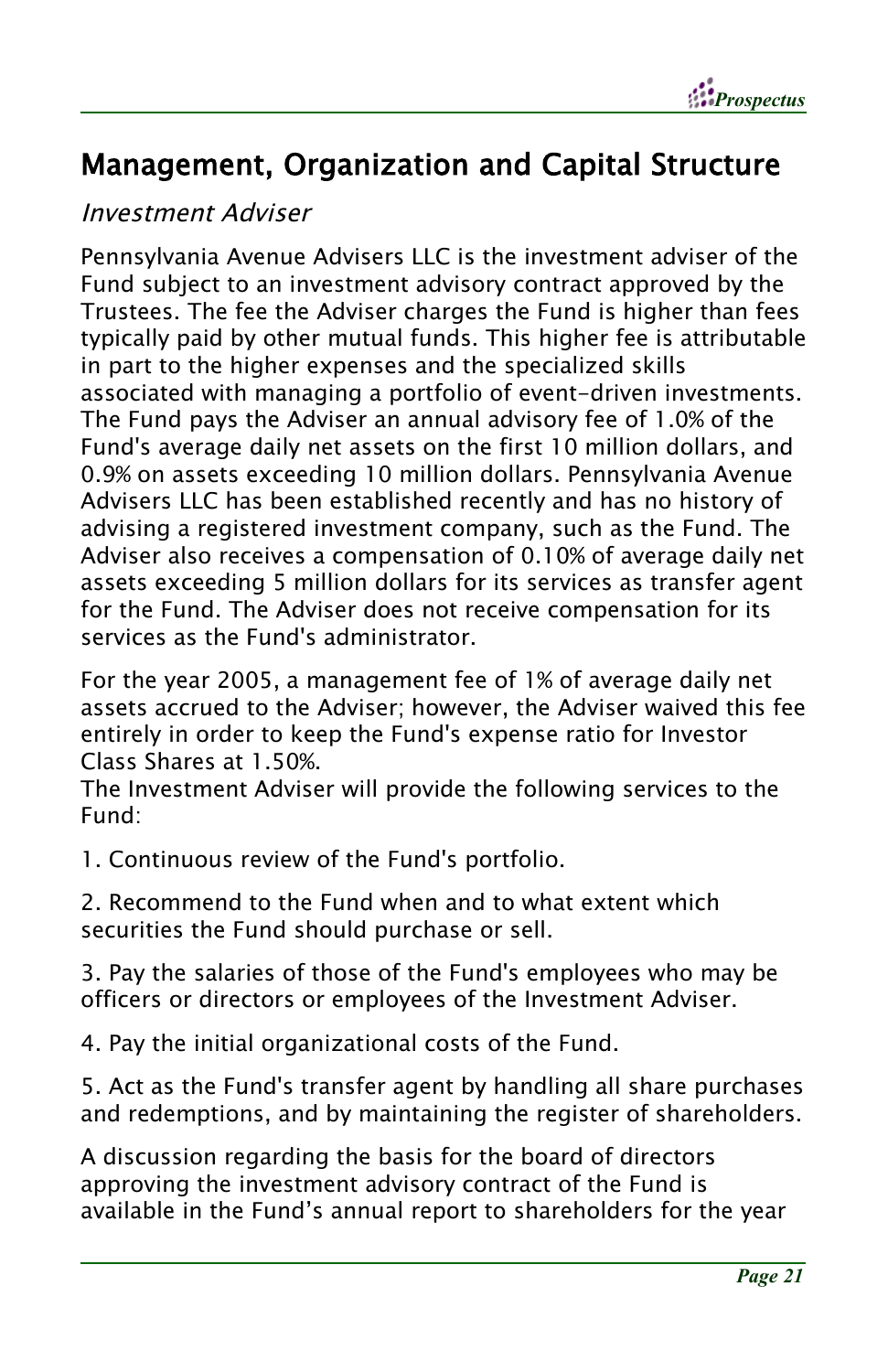## Management, Organization and Capital Structure

### *Investment Adviser*

Pennsylvania Avenue Advisers LLC is the investment adviser of the Fund subject to an investment advisory contract approved by the Trustees. The fee the Adviser charges the Fund is higher than fees typically paid by other mutual funds. This higher fee is attributable in part to the higher expenses and the specialized skills associated with managing a portfolio of event-driven investments. The Fund pays the Adviser an annual advisory fee of 1.0% of the Fund's average daily net assets on the first 10 million dollars, and 0.9% on assets exceeding 10 million dollars. Pennsylvania Avenue Advisers LLC has been established recently and has no history of advising a registered investment company, such as the Fund. The Adviser also receives a compensation of 0.10% of average daily net assets exceeding 5 million dollars for its services as transfer agent for the Fund. The Adviser does not receive compensation for its services as the Fund's administrator.

For the year 2005, a management fee of 1% of average daily net assets accrued to the Adviser; however, the Adviser waived this fee entirely in order to keep the Fund's expense ratio for Investor Class Shares at 1.50%.
The Investment Adviser will provide the following services to the Fund:

1. Continuous review of the Fund's portfolio.

2. Recommend to the Fund when and to what extent which securities the Fund should purchase or sell.

3. Pay the salaries of those of the Fund's employees who may be officers or directors or employees of the Investment Adviser.

4. Pay the initial organizational costs of the Fund.

5. Act as the Fund's transfer agent by handling all share purchases and redemptions, and by maintaining the register of shareholders.

A discussion regarding the basis for the board of directors approving the investment advisory contract of the Fund is available in the Fund's annual report to shareholders for the year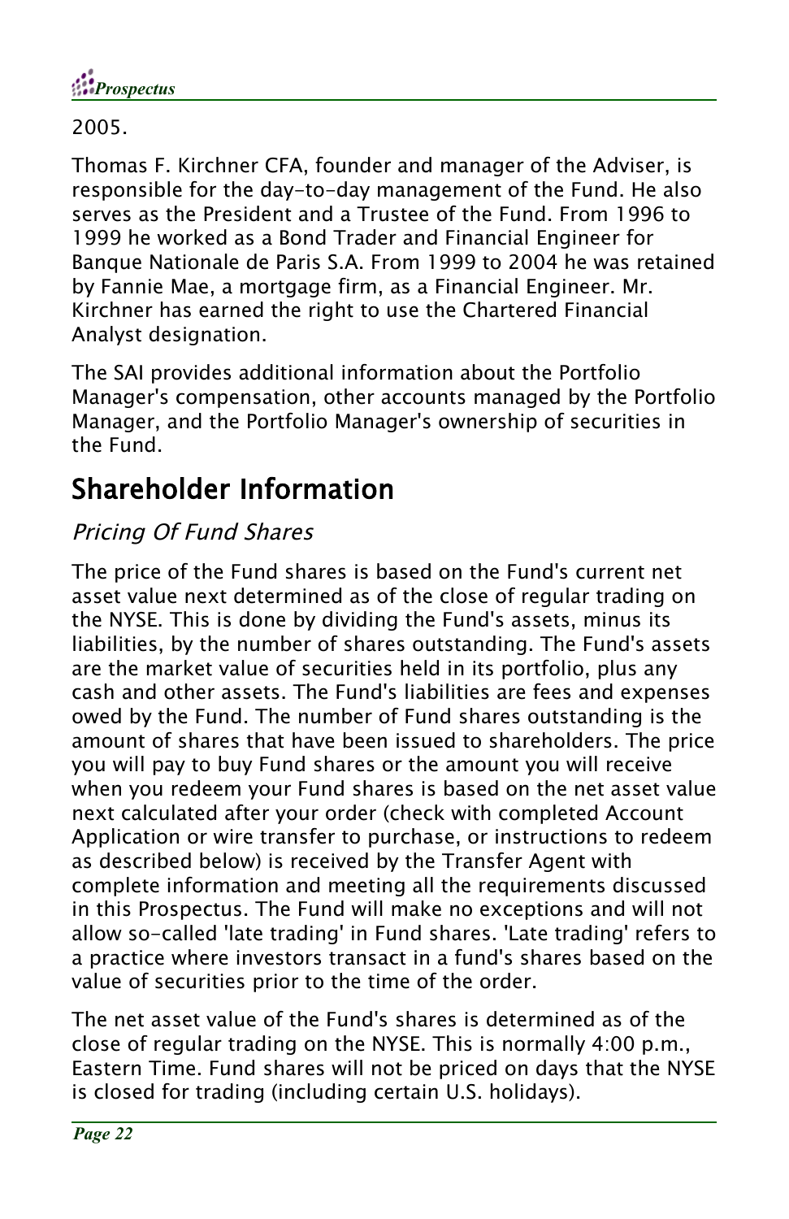2005.

Thomas F. Kirchner CFA, founder and manager of the Adviser, is responsible for the day-to-day management of the Fund. He also serves as the President and a Trustee of the Fund. From 1996 to 1999 he worked as a Bond Trader and Financial Engineer for Banque Nationale de Paris S.A. From 1999 to 2004 he was retained by Fannie Mae, a mortgage firm, as a Financial Engineer. Mr. Kirchner has earned the right to use the Chartered Financial Analyst designation.

The SAI provides additional information about the Portfolio Manager's compensation, other accounts managed by the Portfolio Manager, and the Portfolio Manager's ownership of securities in the Fund.

# Shareholder Information

## *Pricing Of Fund Shares*

The price of the Fund shares is based on the Fund's current net asset value next determined as of the close of regular trading on the NYSE. This is done by dividing the Fund's assets, minus its liabilities, by the number of shares outstanding. The Fund's assets are the market value of securities held in its portfolio, plus any cash and other assets. The Fund's liabilities are fees and expenses owed by the Fund. The number of Fund shares outstanding is the amount of shares that have been issued to shareholders. The price you will pay to buy Fund shares or the amount you will receive when you redeem your Fund shares is based on the net asset value next calculated after your order (check with completed Account Application or wire transfer to purchase, or instructions to redeem as described below) is received by the Transfer Agent with complete information and meeting all the requirements discussed in this Prospectus. The Fund will make no exceptions and will not allow so-called 'late trading' in Fund shares. 'Late trading' refers to a practice where investors transact in a fund's shares based on the value of securities prior to the time of the order.

The net asset value of the Fund's shares is determined as of the close of regular trading on the NYSE. This is normally 4:00 p.m., Eastern Time. Fund shares will not be priced on days that the NYSE is closed for trading (including certain U.S. holidays).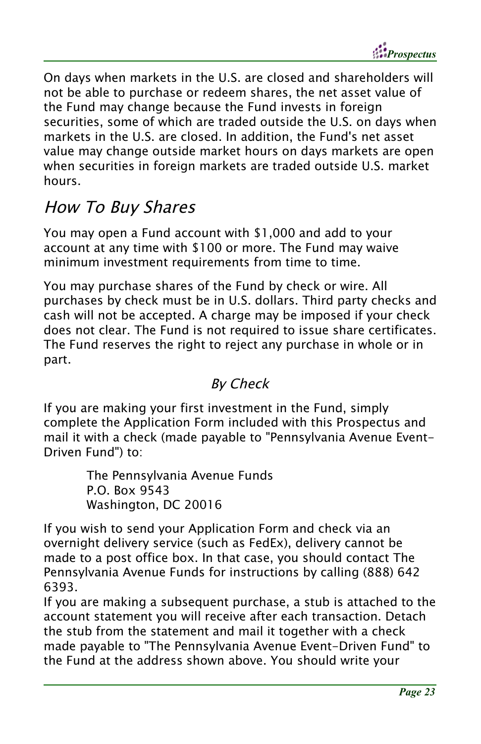On days when markets in the U.S. are closed and shareholders will not be able to purchase or redeem shares, the net asset value of the Fund may change because the Fund invests in foreign securities, some of which are traded outside the U.S. on days when markets in the U.S. are closed. In addition, the Fund's net asset value may change outside market hours on days markets are open when securities in foreign markets are traded outside U.S. market hours.

## *How To Buy Shares*

You may open a Fund account with $1,000 and add to your account at any time with $100 or more. The Fund may waive minimum investment requirements from time to time.

You may purchase shares of the Fund by check or wire. All purchases by check must be in U.S. dollars. Third party checks and cash will not be accepted. A charge may be imposed if your check does not clear. The Fund is not required to issue share certificates. The Fund reserves the right to reject any purchase in whole or in part.

### *By Check*

If you are making your first investment in the Fund, simply complete the Application Form included with this Prospectus and mail it with a check (made payable to "Pennsylvania Avenue Event-Driven Fund") to:

> The Pennsylvania Avenue Funds
> P.O. Box 9543
> Washington, DC 20016

If you wish to send your Application Form and check via an overnight delivery service (such as FedEx), delivery cannot be made to a post office box. In that case, you should contact The Pennsylvania Avenue Funds for instructions by calling (888) 642 6393.

If you are making a subsequent purchase, a stub is attached to the account statement you will receive after each transaction. Detach the stub from the statement and mail it together with a check made payable to "The Pennsylvania Avenue Event-Driven Fund" to the Fund at the address shown above. You should write your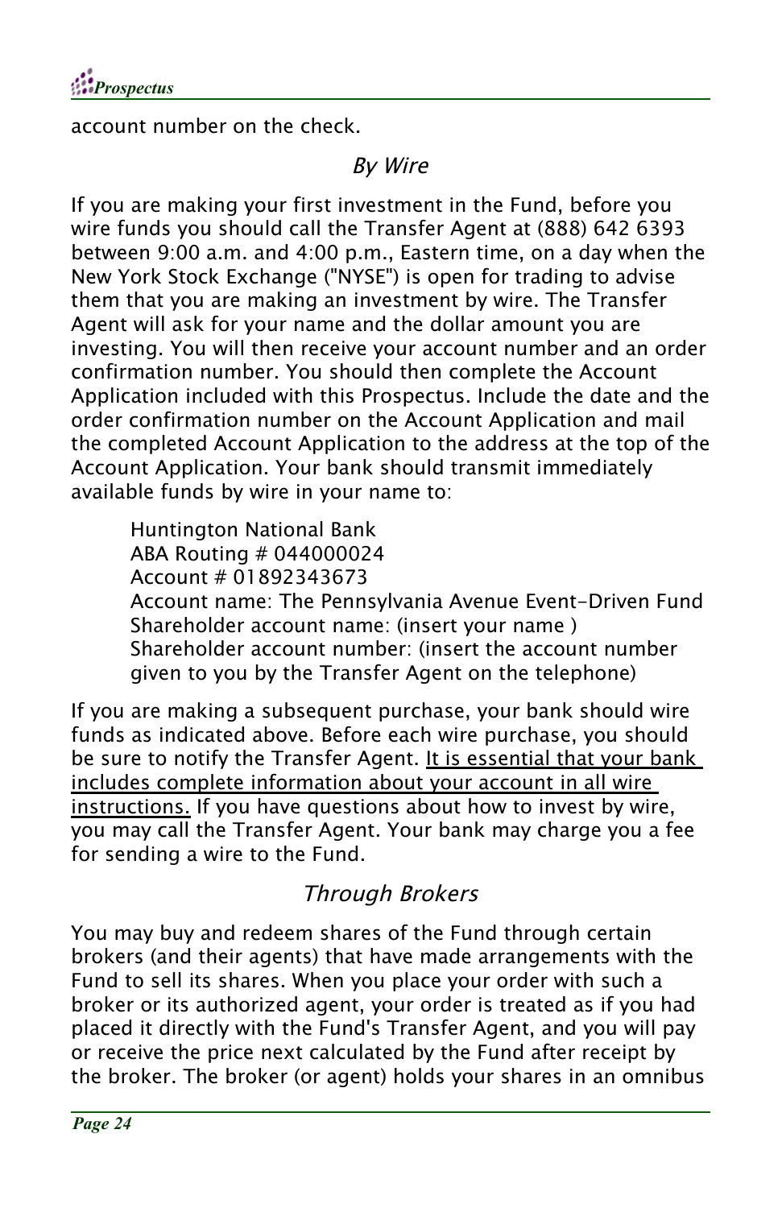account number on the check.

### *By Wire*

If you are making your first investment in the Fund, before you wire funds you should call the Transfer Agent at (888) 642 6393 between 9:00 a.m. and 4:00 p.m., Eastern time, on a day when the New York Stock Exchange ("NYSE") is open for trading to advise them that you are making an investment by wire. The Transfer Agent will ask for your name and the dollar amount you are investing. You will then receive your account number and an order confirmation number. You should then complete the Account Application included with this Prospectus. Include the date and the order confirmation number on the Account Application and mail the completed Account Application to the address at the top of the Account Application. Your bank should transmit immediately available funds by wire in your name to:

> Huntington National Bank
> ABA Routing # 044000024
> Account # 01892343673
> Account name: The Pennsylvania Avenue Event-Driven Fund
> Shareholder account name: (insert your name )
> Shareholder account number: (insert the account number given to you by the Transfer Agent on the telephone)

If you are making a subsequent purchase, your bank should wire funds as indicated above. Before each wire purchase, you should be sure to notify the Transfer Agent. <u>It is essential that your bank includes complete information about your account in all wire instructions.</u> If you have questions about how to invest by wire, you may call the Transfer Agent. Your bank may charge you a fee for sending a wire to the Fund.

### *Through Brokers*

You may buy and redeem shares of the Fund through certain brokers (and their agents) that have made arrangements with the Fund to sell its shares. When you place your order with such a broker or its authorized agent, your order is treated as if you had placed it directly with the Fund's Transfer Agent, and you will pay or receive the price next calculated by the Fund after receipt by the broker. The broker (or agent) holds your shares in an omnibus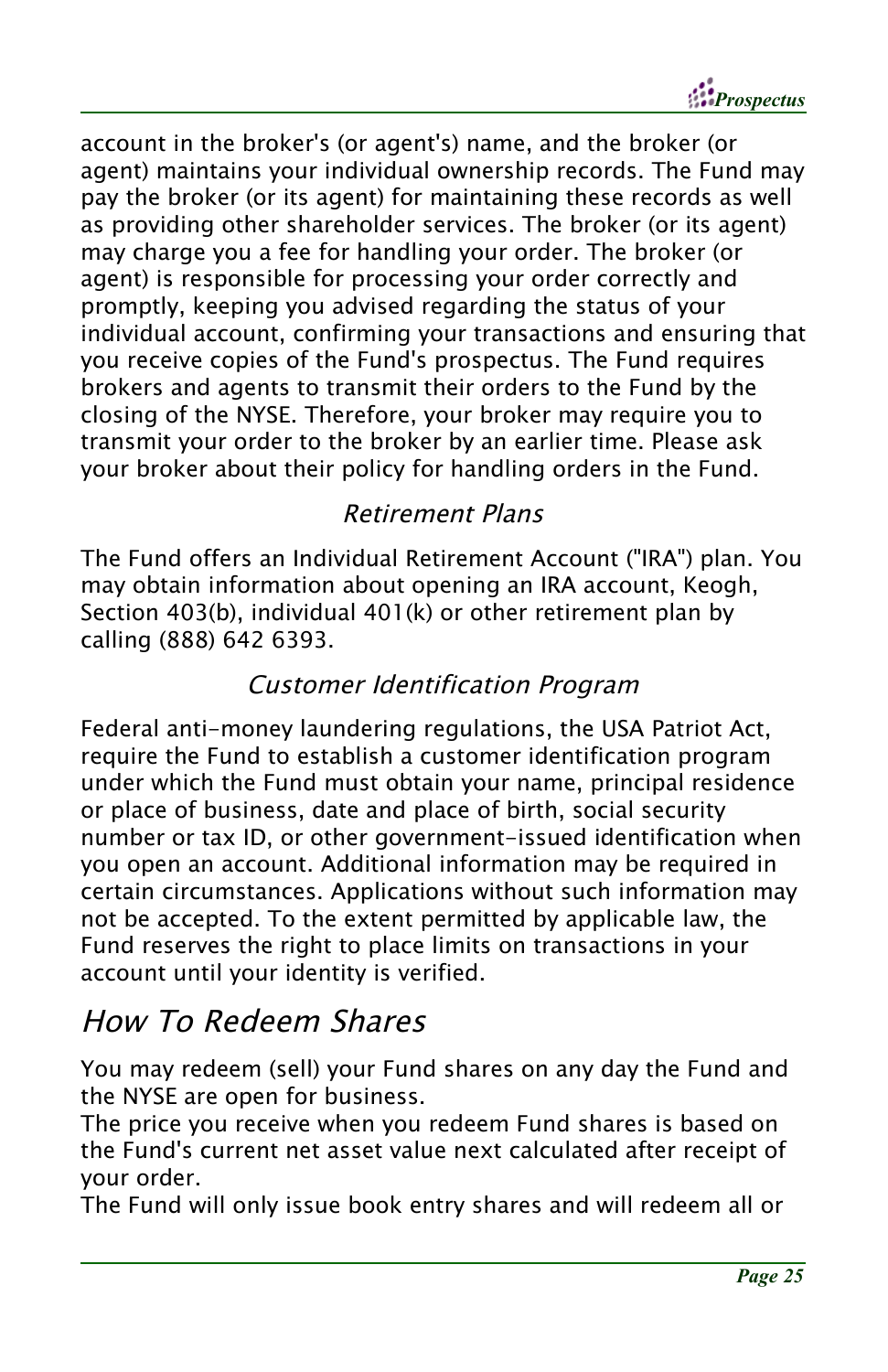account in the broker's (or agent's) name, and the broker (or agent) maintains your individual ownership records. The Fund may pay the broker (or its agent) for maintaining these records as well as providing other shareholder services. The broker (or its agent) may charge you a fee for handling your order. The broker (or agent) is responsible for processing your order correctly and promptly, keeping you advised regarding the status of your individual account, confirming your transactions and ensuring that you receive copies of the Fund's prospectus. The Fund requires brokers and agents to transmit their orders to the Fund by the closing of the NYSE. Therefore, your broker may require you to transmit your order to the broker by an earlier time. Please ask your broker about their policy for handling orders in the Fund.

### *Retirement Plans*

The Fund offers an Individual Retirement Account ("IRA") plan. You may obtain information about opening an IRA account, Keogh, Section 403(b), individual 401(k) or other retirement plan by calling (888) 642 6393.

### *Customer Identification Program*

Federal anti-money laundering regulations, the USA Patriot Act, require the Fund to establish a customer identification program under which the Fund must obtain your name, principal residence or place of business, date and place of birth, social security number or tax ID, or other government-issued identification when you open an account. Additional information may be required in certain circumstances. Applications without such information may not be accepted. To the extent permitted by applicable law, the Fund reserves the right to place limits on transactions in your account until your identity is verified.

## *How To Redeem Shares*

You may redeem (sell) your Fund shares on any day the Fund and the NYSE are open for business.

The price you receive when you redeem Fund shares is based on the Fund's current net asset value next calculated after receipt of your order.

The Fund will only issue book entry shares and will redeem all or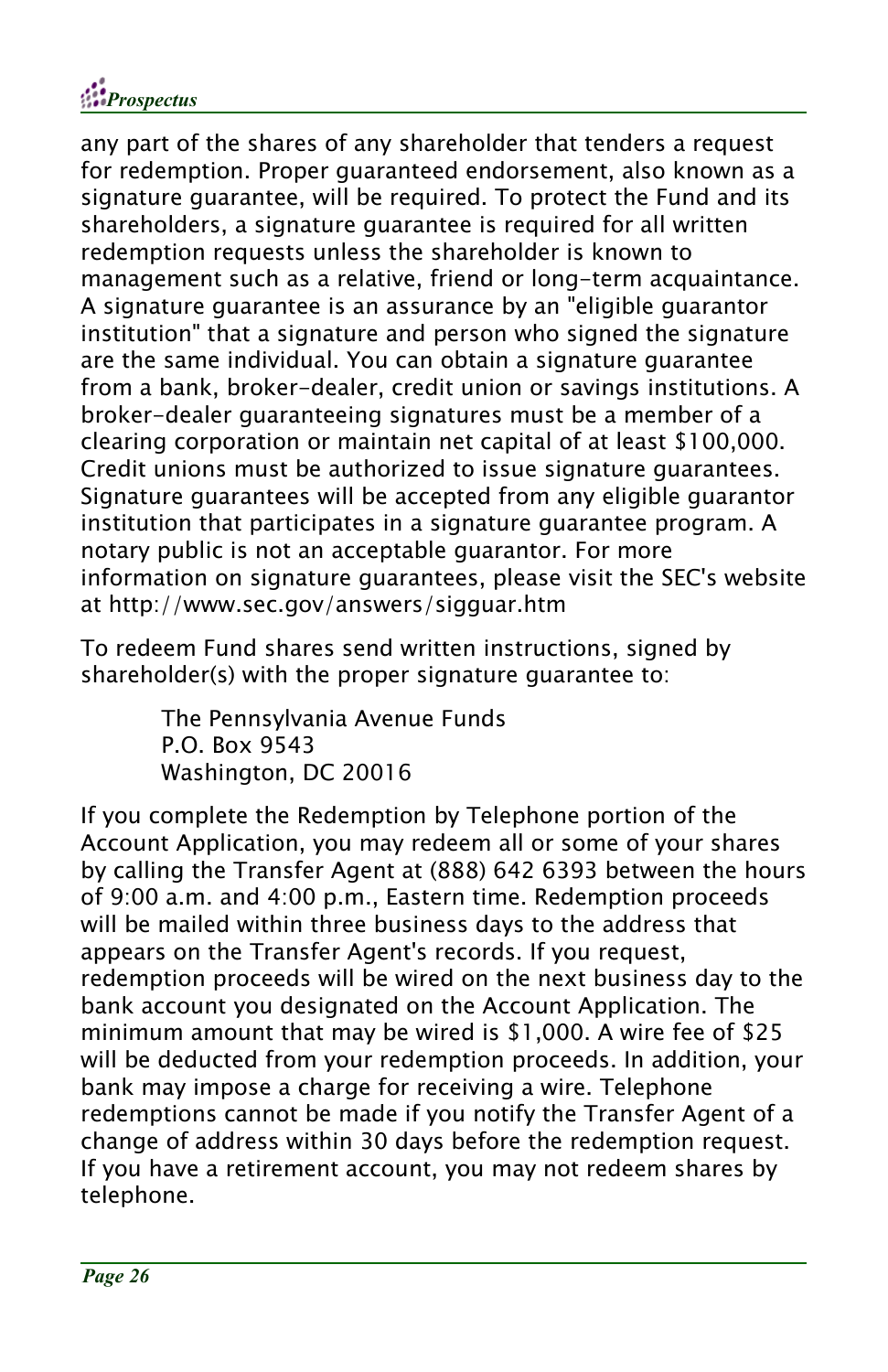any part of the shares of any shareholder that tenders a request for redemption. Proper guaranteed endorsement, also known as a signature guarantee, will be required. To protect the Fund and its shareholders, a signature guarantee is required for all written redemption requests unless the shareholder is known to management such as a relative, friend or long-term acquaintance. A signature guarantee is an assurance by an "eligible guarantor institution" that a signature and person who signed the signature are the same individual. You can obtain a signature guarantee from a bank, broker-dealer, credit union or savings institutions. A broker-dealer guaranteeing signatures must be a member of a clearing corporation or maintain net capital of at least $100,000. Credit unions must be authorized to issue signature guarantees. Signature guarantees will be accepted from any eligible guarantor institution that participates in a signature guarantee program. A notary public is not an acceptable guarantor. For more information on signature guarantees, please visit the SEC's website at http://www.sec.gov/answers/sigguar.htm

To redeem Fund shares send written instructions, signed by shareholder(s) with the proper signature guarantee to:

> The Pennsylvania Avenue Funds
> P.O. Box 9543
> Washington, DC 20016

If you complete the Redemption by Telephone portion of the Account Application, you may redeem all or some of your shares by calling the Transfer Agent at (888) 642 6393 between the hours of 9:00 a.m. and 4:00 p.m., Eastern time. Redemption proceeds will be mailed within three business days to the address that appears on the Transfer Agent's records. If you request, redemption proceeds will be wired on the next business day to the bank account you designated on the Account Application. The minimum amount that may be wired is $1,000. A wire fee of $25 will be deducted from your redemption proceeds. In addition, your bank may impose a charge for receiving a wire. Telephone redemptions cannot be made if you notify the Transfer Agent of a change of address within 30 days before the redemption request. If you have a retirement account, you may not redeem shares by telephone.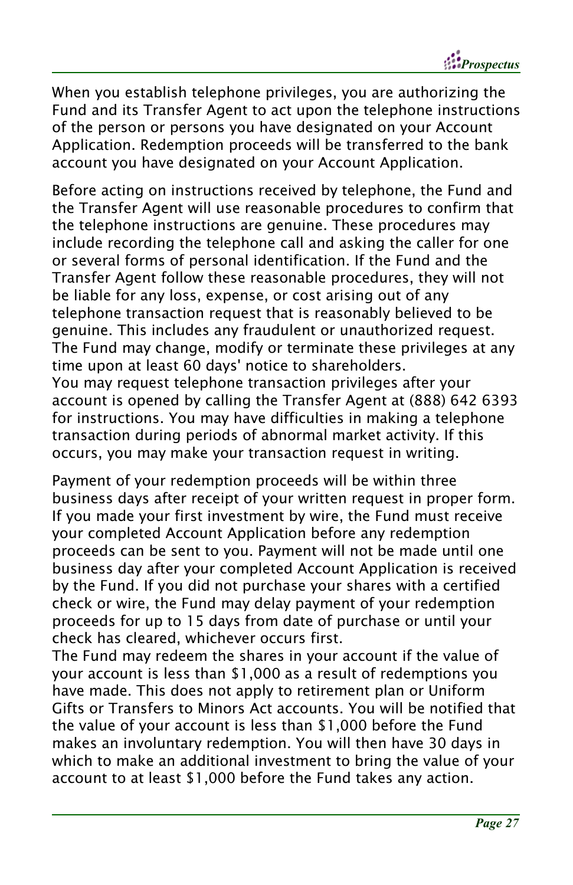When you establish telephone privileges, you are authorizing the Fund and its Transfer Agent to act upon the telephone instructions of the person or persons you have designated on your Account Application. Redemption proceeds will be transferred to the bank account you have designated on your Account Application.

Before acting on instructions received by telephone, the Fund and the Transfer Agent will use reasonable procedures to confirm that the telephone instructions are genuine. These procedures may include recording the telephone call and asking the caller for one or several forms of personal identification. If the Fund and the Transfer Agent follow these reasonable procedures, they will not be liable for any loss, expense, or cost arising out of any telephone transaction request that is reasonably believed to be genuine. This includes any fraudulent or unauthorized request. The Fund may change, modify or terminate these privileges at any time upon at least 60 days' notice to shareholders.

You may request telephone transaction privileges after your account is opened by calling the Transfer Agent at (888) 642 6393 for instructions. You may have difficulties in making a telephone transaction during periods of abnormal market activity. If this occurs, you may make your transaction request in writing.

Payment of your redemption proceeds will be within three business days after receipt of your written request in proper form. If you made your first investment by wire, the Fund must receive your completed Account Application before any redemption proceeds can be sent to you. Payment will not be made until one business day after your completed Account Application is received by the Fund. If you did not purchase your shares with a certified check or wire, the Fund may delay payment of your redemption proceeds for up to 15 days from date of purchase or until your check has cleared, whichever occurs first.

The Fund may redeem the shares in your account if the value of your account is less than $1,000 as a result of redemptions you have made. This does not apply to retirement plan or Uniform Gifts or Transfers to Minors Act accounts. You will be notified that the value of your account is less than $1,000 before the Fund makes an involuntary redemption. You will then have 30 days in which to make an additional investment to bring the value of your account to at least $1,000 before the Fund takes any action.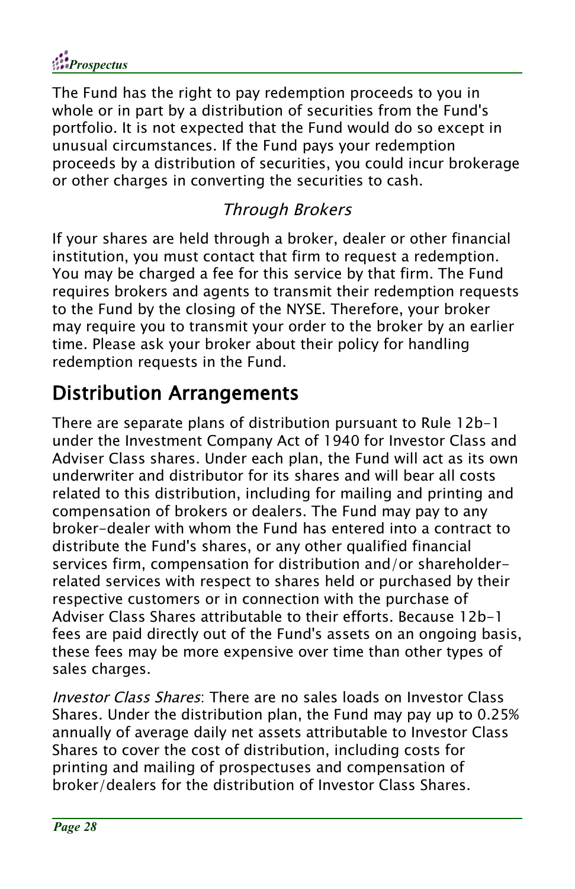The Fund has the right to pay redemption proceeds to you in whole or in part by a distribution of securities from the Fund's portfolio. It is not expected that the Fund would do so except in unusual circumstances. If the Fund pays your redemption proceeds by a distribution of securities, you could incur brokerage or other charges in converting the securities to cash.

### *Through Brokers*

If your shares are held through a broker, dealer or other financial institution, you must contact that firm to request a redemption. You may be charged a fee for this service by that firm. The Fund requires brokers and agents to transmit their redemption requests to the Fund by the closing of the NYSE. Therefore, your broker may require you to transmit your order to the broker by an earlier time. Please ask your broker about their policy for handling redemption requests in the Fund.

## Distribution Arrangements

There are separate plans of distribution pursuant to Rule 12b-1 under the Investment Company Act of 1940 for Investor Class and Adviser Class shares. Under each plan, the Fund will act as its own underwriter and distributor for its shares and will bear all costs related to this distribution, including for mailing and printing and compensation of brokers or dealers. The Fund may pay to any broker-dealer with whom the Fund has entered into a contract to distribute the Fund's shares, or any other qualified financial services firm, compensation for distribution and/or shareholder-related services with respect to shares held or purchased by their respective customers or in connection with the purchase of Adviser Class Shares attributable to their efforts. Because 12b-1 fees are paid directly out of the Fund's assets on an ongoing basis, these fees may be more expensive over time than other types of sales charges.

*Investor Class Shares*: There are no sales loads on Investor Class Shares. Under the distribution plan, the Fund may pay up to 0.25% annually of average daily net assets attributable to Investor Class Shares to cover the cost of distribution, including costs for printing and mailing of prospectuses and compensation of broker/dealers for the distribution of Investor Class Shares.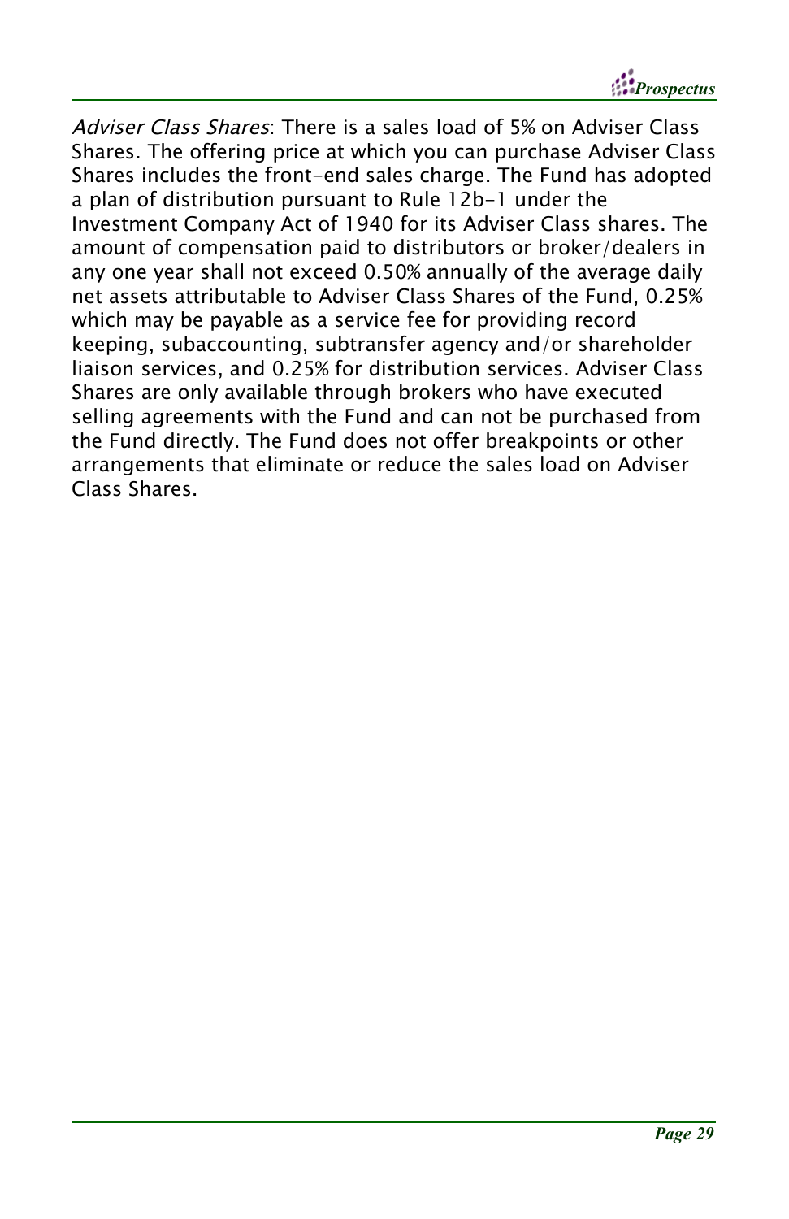*Adviser Class Shares*: There is a sales load of 5% on Adviser Class Shares. The offering price at which you can purchase Adviser Class Shares includes the front-end sales charge. The Fund has adopted a plan of distribution pursuant to Rule 12b-1 under the Investment Company Act of 1940 for its Adviser Class shares. The amount of compensation paid to distributors or broker/dealers in any one year shall not exceed 0.50% annually of the average daily net assets attributable to Adviser Class Shares of the Fund, 0.25% which may be payable as a service fee for providing record keeping, subaccounting, subtransfer agency and/or shareholder liaison services, and 0.25% for distribution services. Adviser Class Shares are only available through brokers who have executed selling agreements with the Fund and can not be purchased from the Fund directly. The Fund does not offer breakpoints or other arrangements that eliminate or reduce the sales load on Adviser Class Shares.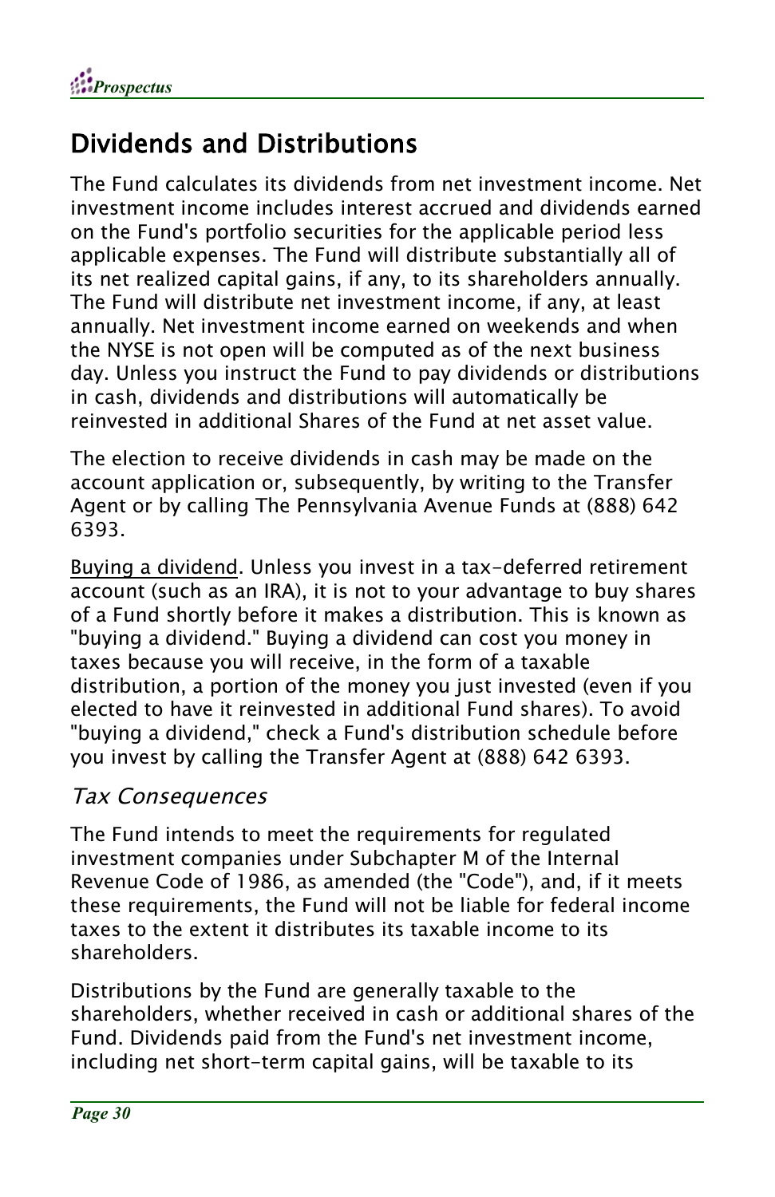## Dividends and Distributions

The Fund calculates its dividends from net investment income. Net investment income includes interest accrued and dividends earned on the Fund's portfolio securities for the applicable period less applicable expenses. The Fund will distribute substantially all of its net realized capital gains, if any, to its shareholders annually. The Fund will distribute net investment income, if any, at least annually. Net investment income earned on weekends and when the NYSE is not open will be computed as of the next business day. Unless you instruct the Fund to pay dividends or distributions in cash, dividends and distributions will automatically be reinvested in additional Shares of the Fund at net asset value.

The election to receive dividends in cash may be made on the account application or, subsequently, by writing to the Transfer Agent or by calling The Pennsylvania Avenue Funds at (888) 642 6393.

<u>Buying a dividend</u>. Unless you invest in a tax-deferred retirement account (such as an IRA), it is not to your advantage to buy shares of a Fund shortly before it makes a distribution. This is known as "buying a dividend." Buying a dividend can cost you money in taxes because you will receive, in the form of a taxable distribution, a portion of the money you just invested (even if you elected to have it reinvested in additional Fund shares). To avoid "buying a dividend," check a Fund's distribution schedule before you invest by calling the Transfer Agent at (888) 642 6393.

### *Tax Consequences*

The Fund intends to meet the requirements for regulated investment companies under Subchapter M of the Internal Revenue Code of 1986, as amended (the "Code"), and, if it meets these requirements, the Fund will not be liable for federal income taxes to the extent it distributes its taxable income to its shareholders.

Distributions by the Fund are generally taxable to the shareholders, whether received in cash or additional shares of the Fund. Dividends paid from the Fund's net investment income, including net short-term capital gains, will be taxable to its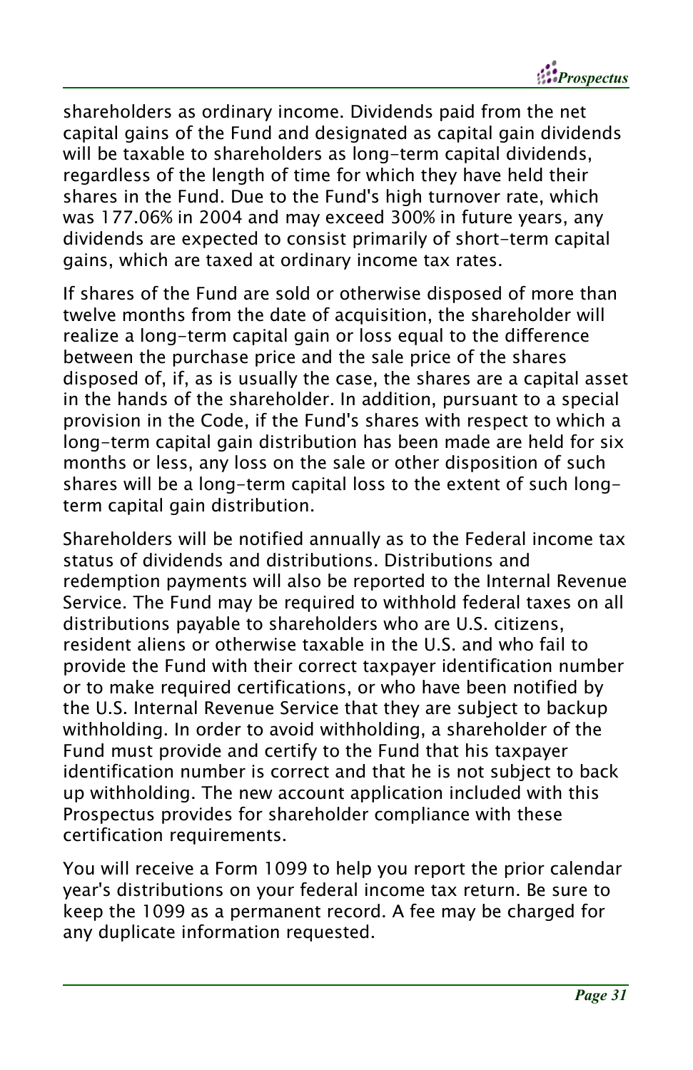shareholders as ordinary income. Dividends paid from the net capital gains of the Fund and designated as capital gain dividends will be taxable to shareholders as long-term capital dividends, regardless of the length of time for which they have held their shares in the Fund. Due to the Fund's high turnover rate, which was 177.06% in 2004 and may exceed 300% in future years, any dividends are expected to consist primarily of short-term capital gains, which are taxed at ordinary income tax rates.

If shares of the Fund are sold or otherwise disposed of more than twelve months from the date of acquisition, the shareholder will realize a long-term capital gain or loss equal to the difference between the purchase price and the sale price of the shares disposed of, if, as is usually the case, the shares are a capital asset in the hands of the shareholder. In addition, pursuant to a special provision in the Code, if the Fund's shares with respect to which a long-term capital gain distribution has been made are held for six months or less, any loss on the sale or other disposition of such shares will be a long-term capital loss to the extent of such long-term capital gain distribution.

Shareholders will be notified annually as to the Federal income tax status of dividends and distributions. Distributions and redemption payments will also be reported to the Internal Revenue Service. The Fund may be required to withhold federal taxes on all distributions payable to shareholders who are U.S. citizens, resident aliens or otherwise taxable in the U.S. and who fail to provide the Fund with their correct taxpayer identification number or to make required certifications, or who have been notified by the U.S. Internal Revenue Service that they are subject to backup withholding. In order to avoid withholding, a shareholder of the Fund must provide and certify to the Fund that his taxpayer identification number is correct and that he is not subject to back up withholding. The new account application included with this Prospectus provides for shareholder compliance with these certification requirements.

You will receive a Form 1099 to help you report the prior calendar year's distributions on your federal income tax return. Be sure to keep the 1099 as a permanent record. A fee may be charged for any duplicate information requested.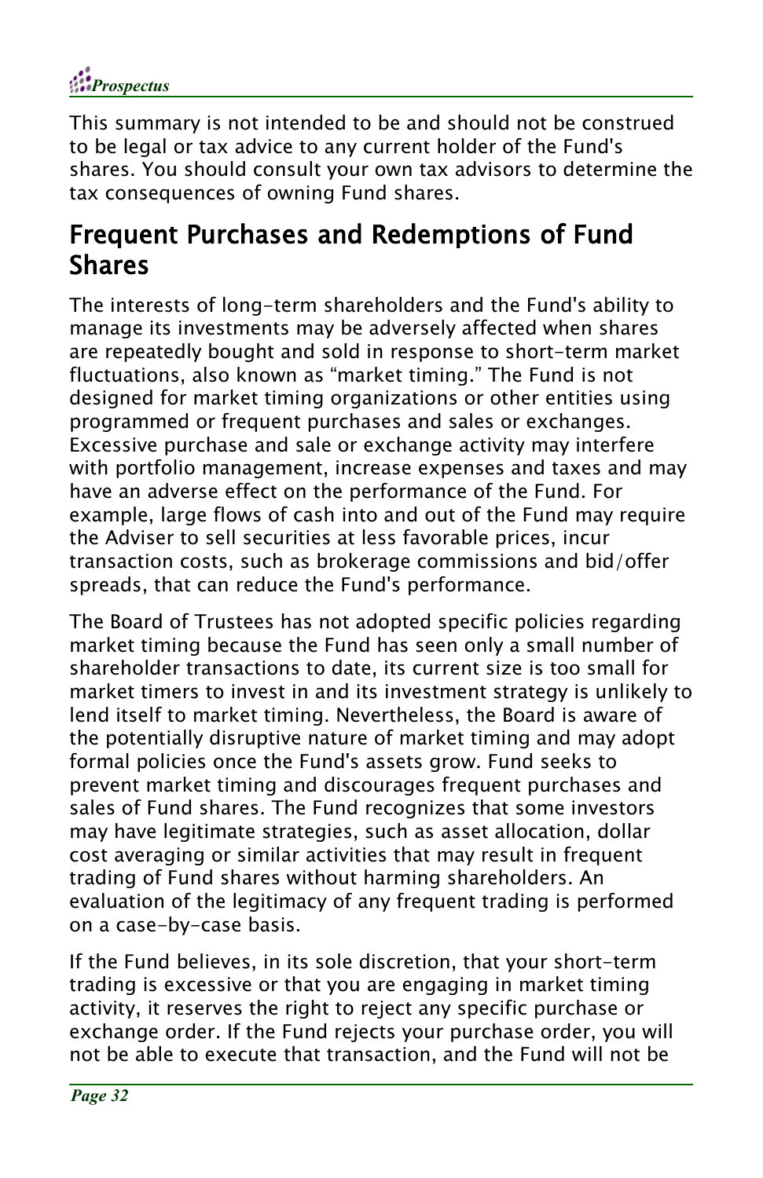This summary is not intended to be and should not be construed to be legal or tax advice to any current holder of the Fund's shares. You should consult your own tax advisors to determine the tax consequences of owning Fund shares.

## Frequent Purchases and Redemptions of Fund Shares

The interests of long-term shareholders and the Fund's ability to manage its investments may be adversely affected when shares are repeatedly bought and sold in response to short-term market fluctuations, also known as "market timing." The Fund is not designed for market timing organizations or other entities using programmed or frequent purchases and sales or exchanges. Excessive purchase and sale or exchange activity may interfere with portfolio management, increase expenses and taxes and may have an adverse effect on the performance of the Fund. For example, large flows of cash into and out of the Fund may require the Adviser to sell securities at less favorable prices, incur transaction costs, such as brokerage commissions and bid/offer spreads, that can reduce the Fund's performance.

The Board of Trustees has not adopted specific policies regarding market timing because the Fund has seen only a small number of shareholder transactions to date, its current size is too small for market timers to invest in and its investment strategy is unlikely to lend itself to market timing. Nevertheless, the Board is aware of the potentially disruptive nature of market timing and may adopt formal policies once the Fund's assets grow. Fund seeks to prevent market timing and discourages frequent purchases and sales of Fund shares. The Fund recognizes that some investors may have legitimate strategies, such as asset allocation, dollar cost averaging or similar activities that may result in frequent trading of Fund shares without harming shareholders. An evaluation of the legitimacy of any frequent trading is performed on a case-by-case basis.

If the Fund believes, in its sole discretion, that your short-term trading is excessive or that you are engaging in market timing activity, it reserves the right to reject any specific purchase or exchange order. If the Fund rejects your purchase order, you will not be able to execute that transaction, and the Fund will not be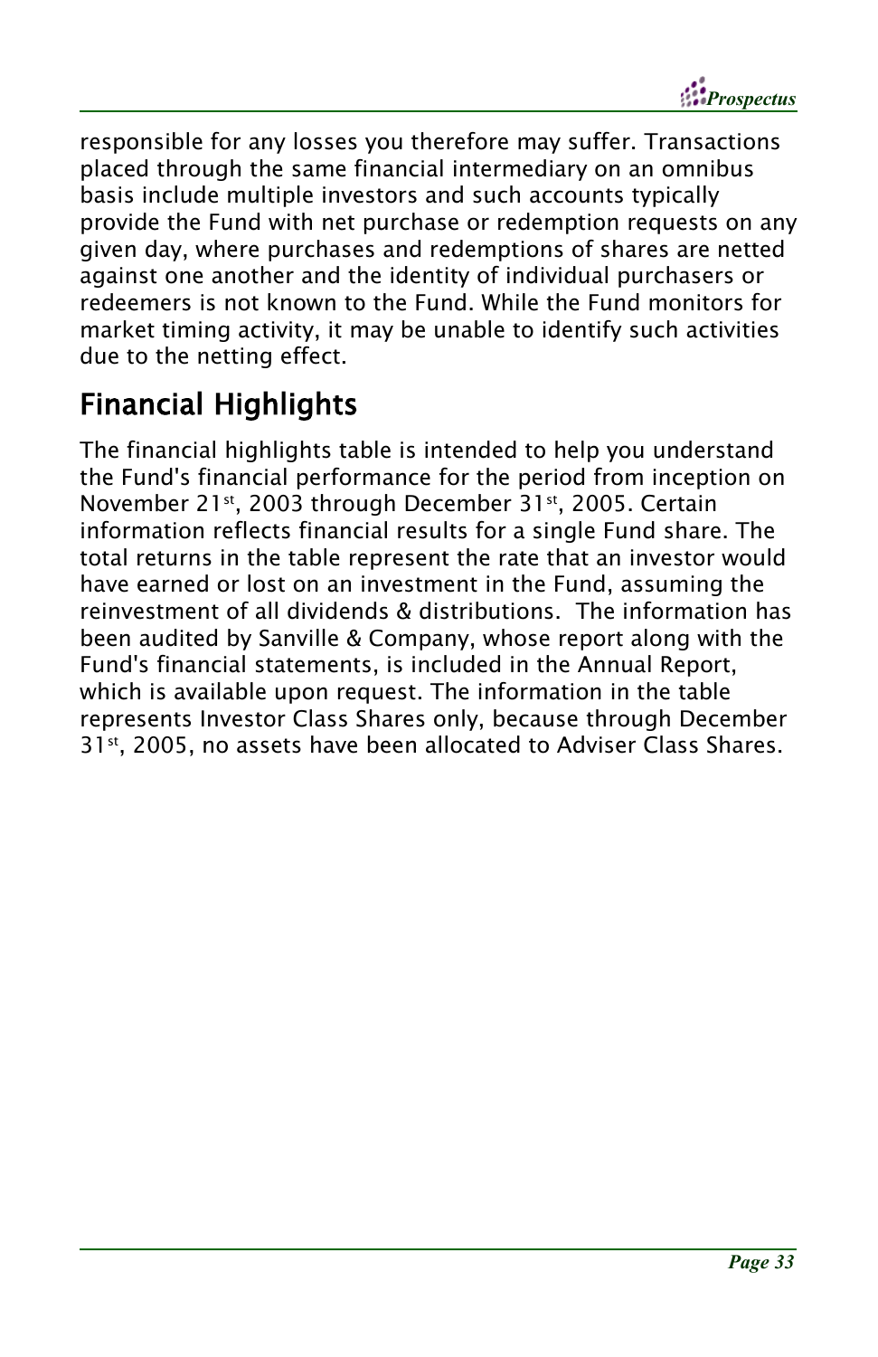responsible for any losses you therefore may suffer. Transactions placed through the same financial intermediary on an omnibus basis include multiple investors and such accounts typically provide the Fund with net purchase or redemption requests on any given day, where purchases and redemptions of shares are netted against one another and the identity of individual purchasers or redeemers is not known to the Fund. While the Fund monitors for market timing activity, it may be unable to identify such activities due to the netting effect.

## Financial Highlights

The financial highlights table is intended to help you understand the Fund's financial performance for the period from inception on November 21st, 2003 through December 31st, 2005. Certain information reflects financial results for a single Fund share. The total returns in the table represent the rate that an investor would have earned or lost on an investment in the Fund, assuming the reinvestment of all dividends & distributions. The information has been audited by Sanville & Company, whose report along with the Fund's financial statements, is included in the Annual Report, which is available upon request. The information in the table represents Investor Class Shares only, because through December 31st, 2005, no assets have been allocated to Adviser Class Shares.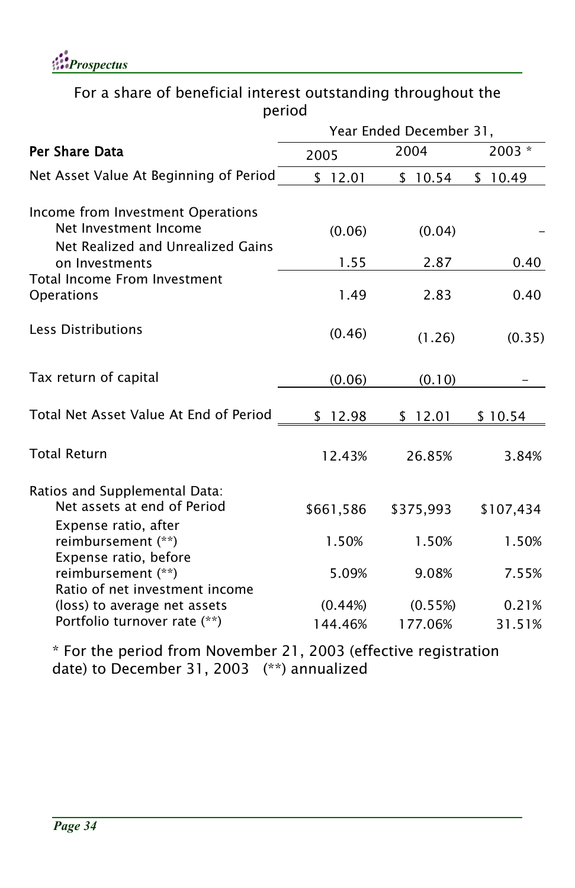For a share of beneficial interest outstanding throughout the period

| Per Share Data | Year Ended December 31, 2005 | 2004 | 2003 * |
|---|---|---|---|
| Net Asset Value At Beginning of Period | $ 12.01 | $ 10.54 | $ 10.49 |
| Income from Investment Operations | | | |
| Net Investment Income | (0.06) | (0.04) | - |
| Net Realized and Unrealized Gains on Investments | 1.55 | 2.87 | 0.40 |
| Total Income From Investment Operations | 1.49 | 2.83 | 0.40 |
| Less Distributions | (0.46) | (1.26) | (0.35) |
| Tax return of capital | (0.06) | (0.10) | - |
| Total Net Asset Value At End of Period | $ 12.98 | $ 12.01 | $ 10.54 |
| Total Return | 12.43% | 26.85% | 3.84% |
| Ratios and Supplemental Data: | | | |
| Net assets at end of Period | $661,586 | $375,993 | $107,434 |
| Expense ratio, after reimbursement (**) | 1.50% | 1.50% | 1.50% |
| Expense ratio, before reimbursement (**) | 5.09% | 9.08% | 7.55% |
| Ratio of net investment income (loss) to average net assets | (0.44%) | (0.55%) | 0.21% |
| Portfolio turnover rate (**) | 144.46% | 177.06% | 31.51% |

* For the period from November 21, 2003 (effective registration date) to December 31, 2003 (**) annualized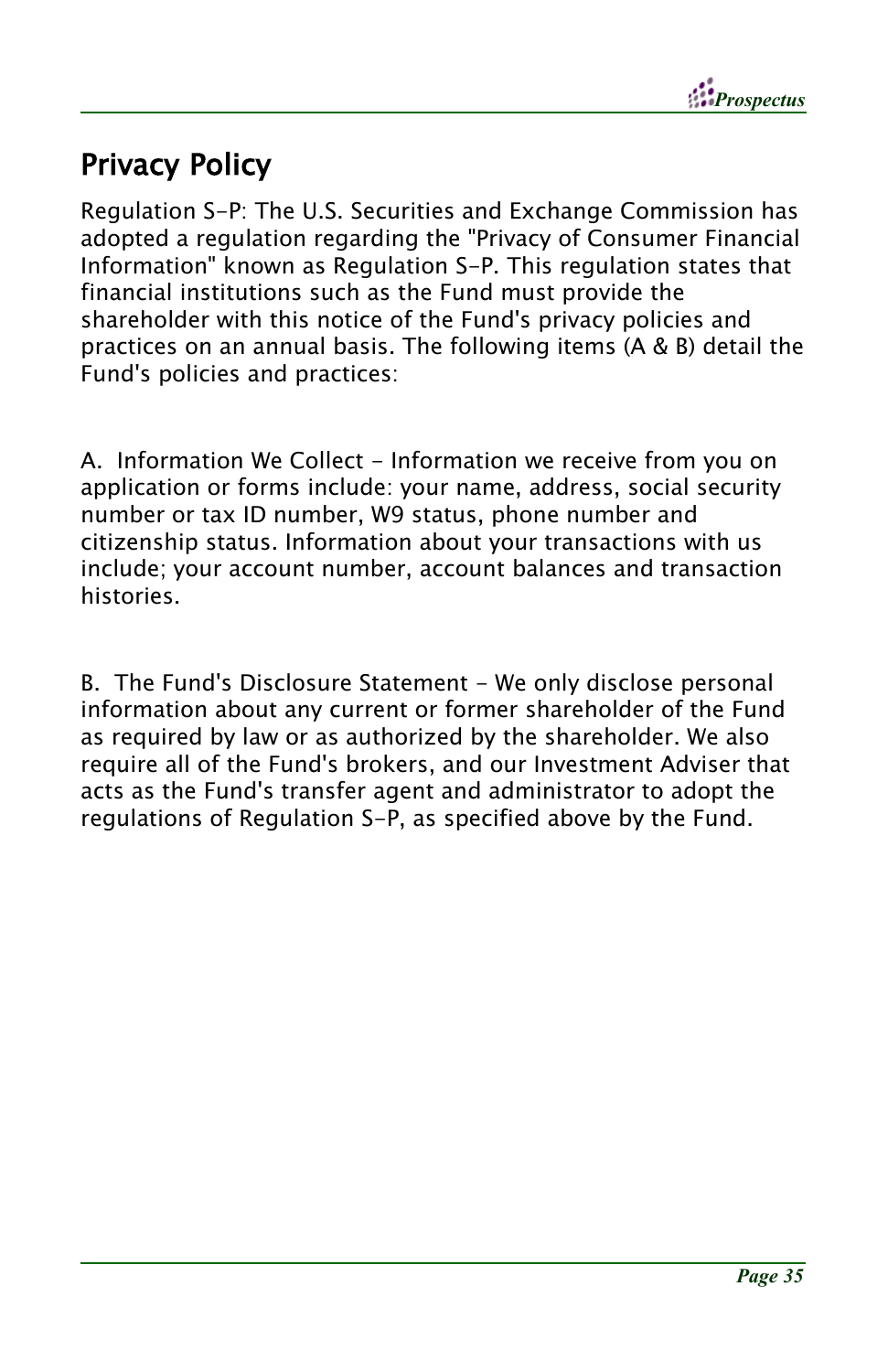## Privacy Policy

Regulation S-P: The U.S. Securities and Exchange Commission has adopted a regulation regarding the "Privacy of Consumer Financial Information" known as Regulation S-P. This regulation states that financial institutions such as the Fund must provide the shareholder with this notice of the Fund's privacy policies and practices on an annual basis. The following items (A & B) detail the Fund's policies and practices:

A. Information We Collect - Information we receive from you on application or forms include: your name, address, social security number or tax ID number, W9 status, phone number and citizenship status. Information about your transactions with us include; your account number, account balances and transaction histories.

B. The Fund's Disclosure Statement - We only disclose personal information about any current or former shareholder of the Fund as required by law or as authorized by the shareholder. We also require all of the Fund's brokers, and our Investment Adviser that acts as the Fund's transfer agent and administrator to adopt the regulations of Regulation S-P, as specified above by the Fund.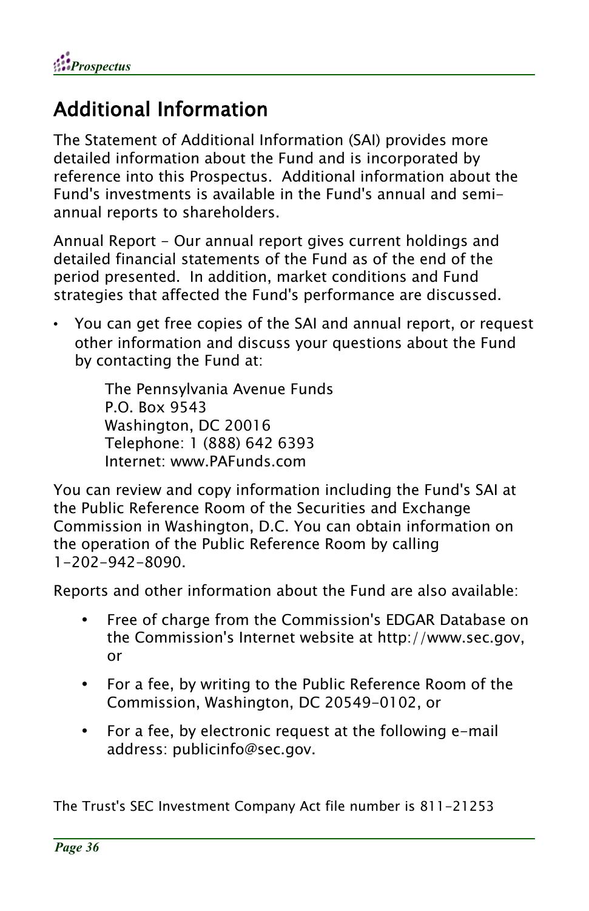# Additional Information

The Statement of Additional Information (SAI) provides more detailed information about the Fund and is incorporated by reference into this Prospectus. Additional information about the Fund's investments is available in the Fund's annual and semi-annual reports to shareholders.

Annual Report - Our annual report gives current holdings and detailed financial statements of the Fund as of the end of the period presented. In addition, market conditions and Fund strategies that affected the Fund's performance are discussed.

- You can get free copies of the SAI and annual report, or request other information and discuss your questions about the Fund by contacting the Fund at:

  The Pennsylvania Avenue Funds
  P.O. Box 9543
  Washington, DC 20016
  Telephone: 1 (888) 642 6393
  Internet: www.PAFunds.com

You can review and copy information including the Fund's SAI at the Public Reference Room of the Securities and Exchange Commission in Washington, D.C. You can obtain information on the operation of the Public Reference Room by calling 1-202-942-8090.

Reports and other information about the Fund are also available:

- Free of charge from the Commission's EDGAR Database on the Commission's Internet website at http://www.sec.gov, or
- For a fee, by writing to the Public Reference Room of the Commission, Washington, DC 20549-0102, or
- For a fee, by electronic request at the following e-mail address: publicinfo@sec.gov.

The Trust's SEC Investment Company Act file number is 811-21253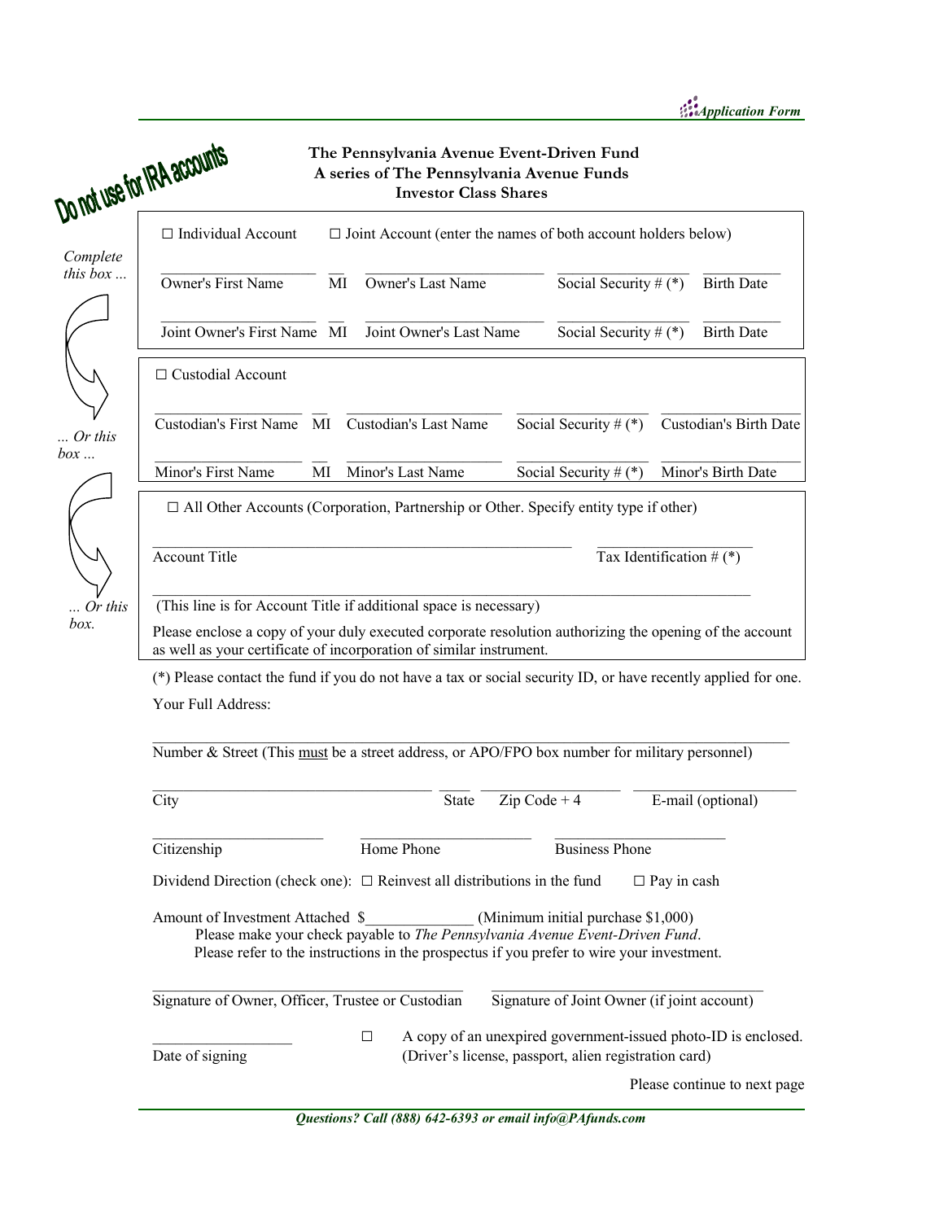**Application Form**

**Do not use for IRA accounts**

**The Pennsylvania Avenue Event-Driven Fund**
**A series of The Pennsylvania Avenue Funds**
**Investor Class Shares**

*Complete this box ...*

☐ Individual Account ☐ Joint Account (enter the names of both account holders below)

\_\_\_\_\_\_\_\_\_\_\_\_\_\_\_\_\_\_\_\_ \_\_ \_\_\_\_\_\_\_\_\_\_\_\_\_\_\_\_\_\_\_\_ \_\_\_\_\_\_\_\_\_\_\_\_\_\_\_\_ \_\_\_\_\_\_\_\_\_\_
Owner's First Name MI Owner's Last Name Social Security # (*) Birth Date

\_\_\_\_\_\_\_\_\_\_\_\_\_\_\_\_\_\_\_\_ \_\_ \_\_\_\_\_\_\_\_\_\_\_\_\_\_\_\_\_\_\_\_ \_\_\_\_\_\_\_\_\_\_\_\_\_\_\_\_ \_\_\_\_\_\_\_\_\_\_
Joint Owner's First Name MI Joint Owner's Last Name Social Security # (*) Birth Date

*... Or this box ...*

☐ Custodial Account

\_\_\_\_\_\_\_\_\_\_\_\_\_\_\_\_\_\_\_\_ \_\_ \_\_\_\_\_\_\_\_\_\_\_\_\_\_\_\_\_\_\_\_ \_\_\_\_\_\_\_\_\_\_\_\_\_\_\_\_ \_\_\_\_\_\_\_\_\_\_
Custodian's First Name MI Custodian's Last Name Social Security # (*) Custodian's Birth Date

\_\_\_\_\_\_\_\_\_\_\_\_\_\_\_\_\_\_\_\_ \_\_ \_\_\_\_\_\_\_\_\_\_\_\_\_\_\_\_\_\_\_\_ \_\_\_\_\_\_\_\_\_\_\_\_\_\_\_\_ \_\_\_\_\_\_\_\_\_\_
Minor's First Name MI Minor's Last Name Social Security # (*) Minor's Birth Date

*... Or this box.*

☐ All Other Accounts (Corporation, Partnership or Other. Specify entity type if other)

\_\_\_\_\_\_\_\_\_\_\_\_\_\_\_\_\_\_\_\_\_\_\_\_\_\_\_\_\_\_\_\_\_\_\_\_\_\_\_\_\_\_\_\_\_\_\_\_ \_\_\_\_\_\_\_\_\_\_\_\_\_\_\_\_\_\_\_\_
Account Title Tax Identification # (*)

\_\_\_\_\_\_\_\_\_\_\_\_\_\_\_\_\_\_\_\_\_\_\_\_\_\_\_\_\_\_\_\_\_\_\_\_\_\_\_\_\_\_\_\_\_\_\_\_\_\_\_\_\_\_\_\_\_\_\_\_\_\_\_\_\_\_\_\_
(This line is for Account Title if additional space is necessary)

Please enclose a copy of your duly executed corporate resolution authorizing the opening of the account as well as your certificate of incorporation of similar instrument.

(*) Please contact the fund if you do not have a tax or social security ID, or have recently applied for one.

Your Full Address:

\_\_\_\_\_\_\_\_\_\_\_\_\_\_\_\_\_\_\_\_\_\_\_\_\_\_\_\_\_\_\_\_\_\_\_\_\_\_\_\_\_\_\_\_\_\_\_\_\_\_\_\_\_\_\_\_\_\_\_\_\_\_\_\_\_\_\_\_\_\_\_\_\_\_\_
Number & Street (This must be a street address, or APO/FPO box number for military personnel)

\_\_\_\_\_\_\_\_\_\_\_\_\_\_\_\_\_\_\_\_\_\_\_\_\_\_\_\_\_\_\_\_\_\_ \_\_\_\_ \_\_\_\_\_\_\_\_\_\_\_\_\_\_\_\_\_ \_\_\_\_\_\_\_\_\_\_\_\_\_\_\_\_\_\_\_\_
City State Zip Code + 4 E-mail (optional)

\_\_\_\_\_\_\_\_\_\_\_\_\_\_\_\_\_\_\_\_\_ \_\_\_\_\_\_\_\_\_\_\_\_\_\_\_\_\_\_\_\_\_ \_\_\_\_\_\_\_\_\_\_\_\_\_\_\_\_\_\_\_\_\_
Citizenship Home Phone Business Phone

Dividend Direction (check one): ☐ Reinvest all distributions in the fund ☐ Pay in cash

Amount of Investment Attached $\_\_\_\_\_\_\_\_\_\_\_\_\_\_ (Minimum initial purchase $1,000)
Please make your check payable to *The Pennsylvania Avenue Event-Driven Fund*.
Please refer to the instructions in the prospectus if you prefer to wire your investment.

\_\_\_\_\_\_\_\_\_\_\_\_\_\_\_\_\_\_\_\_\_\_\_\_\_\_\_\_\_\_\_\_\_\_\_\_\_\_ \_\_\_\_\_\_\_\_\_\_\_\_\_\_\_\_\_\_\_\_\_\_\_\_\_\_\_\_\_\_\_\_\_\_
Signature of Owner, Officer, Trustee or Custodian Signature of Joint Owner (if joint account)

\_\_\_\_\_\_\_\_\_\_\_\_\_\_\_\_\_\_
Date of signing

☐ A copy of an unexpired government-issued photo-ID is enclosed. (Driver's license, passport, alien registration card)

Please continue to next page

*Questions? Call (888) 642-6393 or email info@PAfunds.com*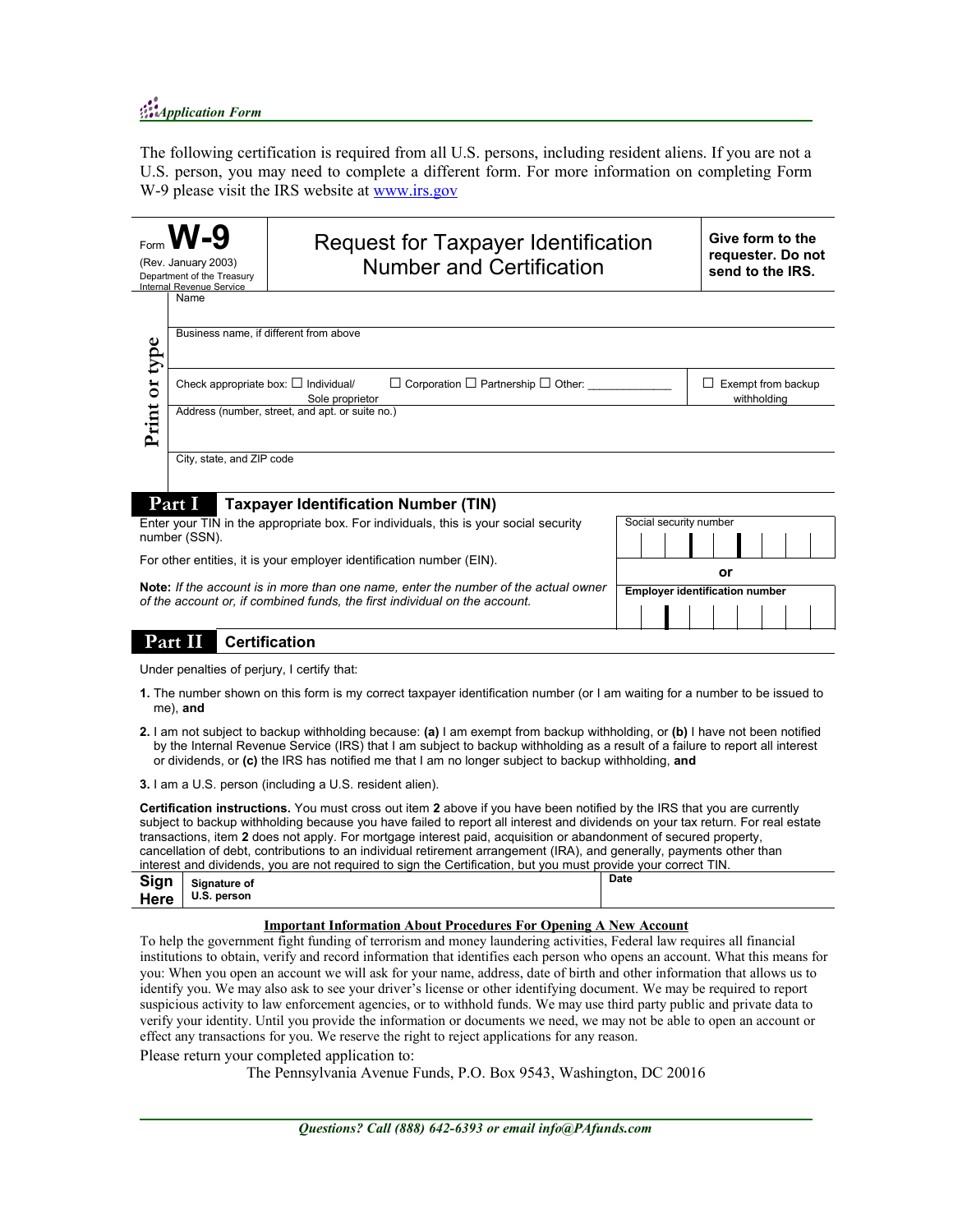*Application Form*

The following certification is required from all U.S. persons, including resident aliens. If you are not a U.S. person, you may need to complete a different form. For more information on completing Form W-9 please visit the IRS website at www.irs.gov

| Form **W-9** (Rev. January 2003) Department of the Treasury Internal Revenue Service | Request for Taxpayer Identification Number and Certification | **Give form to the requester. Do not send to the IRS.** |
|---|---|---|

**Print or type**

| | |
|---|---|
| Name | |
| Business name, if different from above | |
| Check appropriate box: ☐ Individual/ Sole proprietor ☐ Corporation ☐ Partnership ☐ Other: _____________ | ☐ Exempt from backup withholding |
| Address (number, street, and apt. or suite no.) | |
| City, state, and ZIP code | |

## Part I Taxpayer Identification Number (TIN)

Enter your TIN in the appropriate box. For individuals, this is your social security number (SSN).

For other entities, it is your employer identification number (EIN).

**Note:** *If the account is in more than one name, enter the number of the actual owner of the account or, if combined funds, the first individual on the account.*

Social security number

**or**

**Employer identification number**

## Part II Certification

Under penalties of perjury, I certify that:

1. The number shown on this form is my correct taxpayer identification number (or I am waiting for a number to be issued to me), **and**
2. I am not subject to backup withholding because: **(a)** I am exempt from backup withholding, or **(b)** I have not been notified by the Internal Revenue Service (IRS) that I am subject to backup withholding as a result of a failure to report all interest or dividends, or **(c)** the IRS has notified me that I am no longer subject to backup withholding, **and**
3. I am a U.S. person (including a U.S. resident alien).

**Certification instructions.** You must cross out item **2** above if you have been notified by the IRS that you are currently subject to backup withholding because you have failed to report all interest and dividends on your tax return. For real estate transactions, item **2** does not apply. For mortgage interest paid, acquisition or abandonment of secured property, cancellation of debt, contributions to an individual retirement arrangement (IRA), and generally, payments other than interest and dividends, you are not required to sign the Certification, but you must provide your correct TIN.

| **Sign Here** | **Signature of U.S. person** | **Date** |
|---|---|---|

**Important Information About Procedures For Opening A New Account**

To help the government fight funding of terrorism and money laundering activities, Federal law requires all financial institutions to obtain, verify and record information that identifies each person who opens an account. What this means for you: When you open an account we will ask for your name, address, date of birth and other information that allows us to identify you. We may also ask to see your driver's license or other identifying document. We may be required to report suspicious activity to law enforcement agencies, or to withhold funds. We may use third party public and private data to verify your identity. Until you provide the information or documents we need, we may not be able to open an account or effect any transactions for you. We reserve the right to reject applications for any reason.

Please return your completed application to:

The Pennsylvania Avenue Funds, P.O. Box 9543, Washington, DC 20016

***Questions? Call (888) 642-6393 or email info@PAfunds.com***